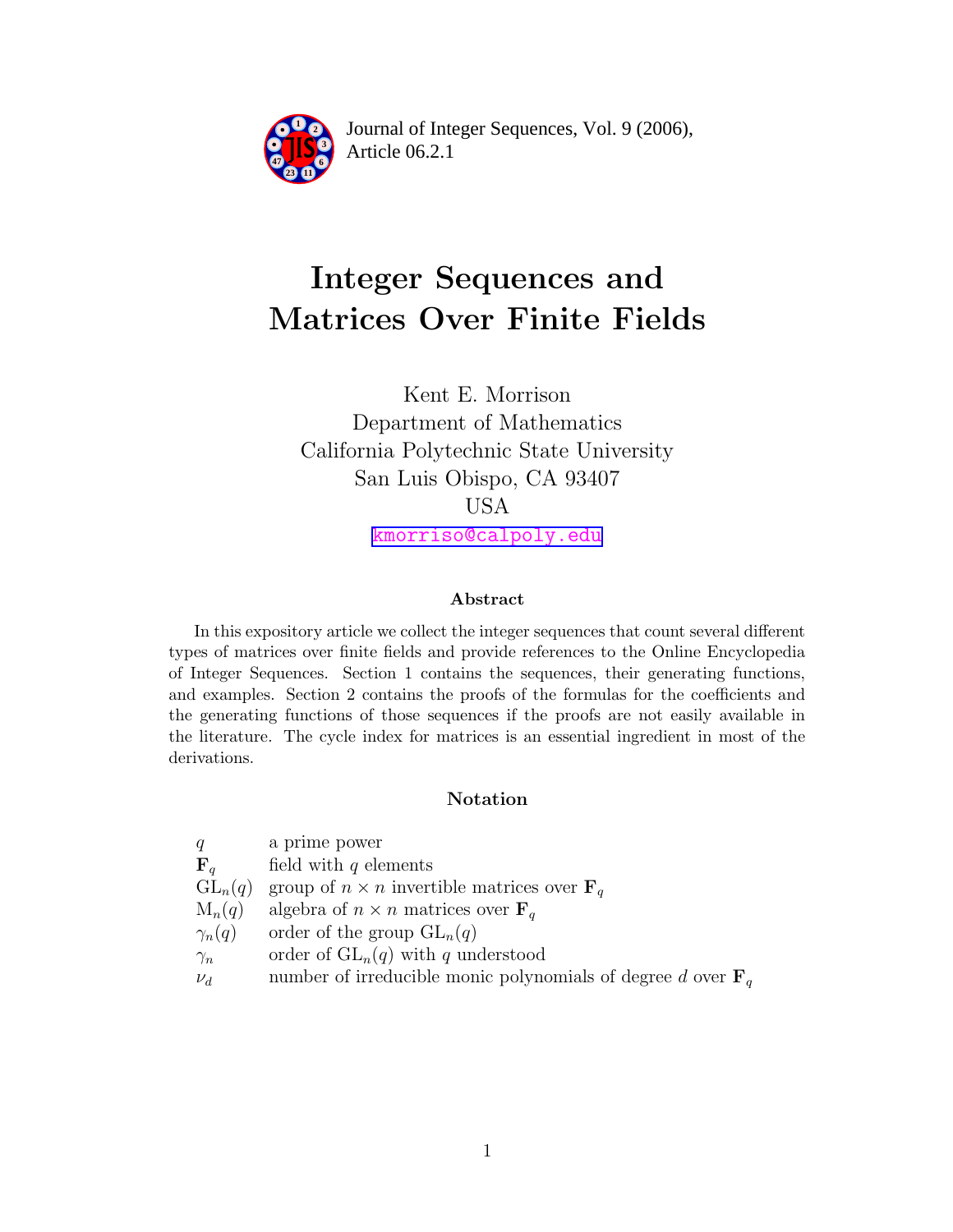Journal of Integer Sequences, Vol. 9 (2006), Article 06.2.1

# Integer Sequences and Matrices Over Finite Fields

Kent E. Morrison
Department of Mathematics
California Polytechnic State University
San Luis Obispo, CA 93407
USA
kmorriso@calpoly.edu

### Abstract

In this expository article we collect the integer sequences that count several different types of matrices over finite fields and provide references to the Online Encyclopedia of Integer Sequences. Section 1 contains the sequences, their generating functions, and examples. Section 2 contains the proofs of the formulas for the coefficients and the generating functions of those sequences if the proofs are not easily available in the literature. The cycle index for matrices is an essential ingredient in most of the derivations.

### Notation

| | |
|---|---|
| $q$ | a prime power |
| $\mathbf{F}_q$ | field with $q$ elements |
| $\mathrm{GL}_n(q)$ | group of $n \times n$ invertible matrices over $\mathbf{F}_q$ |
| $\mathrm{M}_n(q)$ | algebra of $n \times n$ matrices over $\mathbf{F}_q$ |
| $\gamma_n(q)$ | order of the group $\mathrm{GL}_n(q)$ |
| $\gamma_n$ | order of $\mathrm{GL}_n(q)$ with $q$ understood |
| $\nu_d$ | number of irreducible monic polynomials of degree $d$ over $\mathbf{F}_q$ |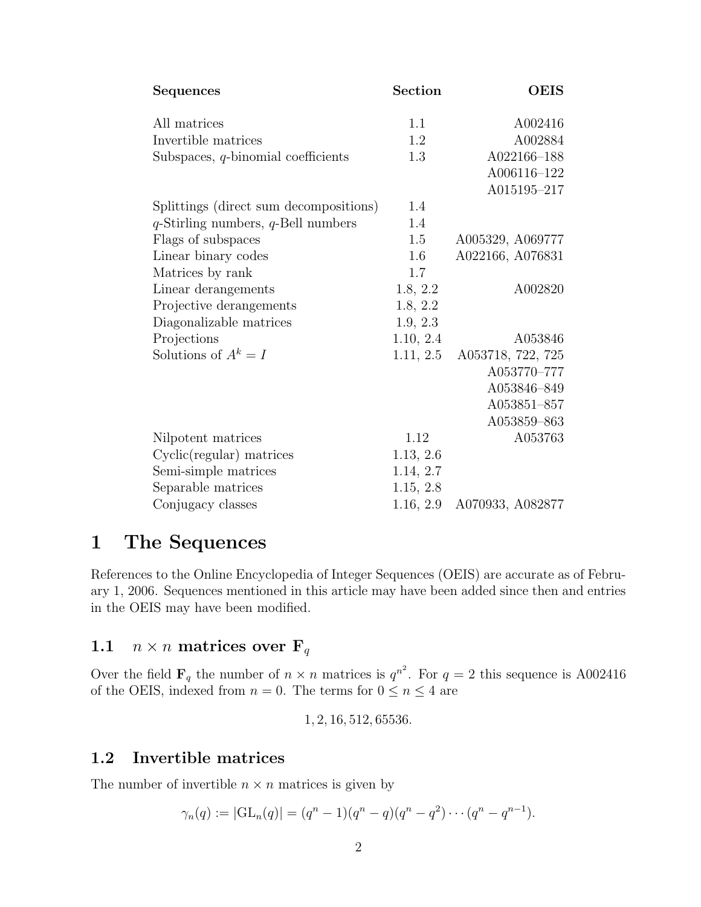| Sequences | Section | OEIS |
|---|---|---|
| All matrices | 1.1 | A002416 |
| Invertible matrices | 1.2 | A002884 |
| Subspaces, $q$-binomial coefficients | 1.3 | A022166–188 |
| | | A006116–122 |
| | | A015195–217 |
| Splittings (direct sum decompositions) | 1.4 | |
| $q$-Stirling numbers, $q$-Bell numbers | 1.4 | |
| Flags of subspaces | 1.5 | A005329, A069777 |
| Linear binary codes | 1.6 | A022166, A076831 |
| Matrices by rank | 1.7 | |
| Linear derangements | 1.8, 2.2 | A002820 |
| Projective derangements | 1.8, 2.2 | |
| Diagonalizable matrices | 1.9, 2.3 | |
| Projections | 1.10, 2.4 | A053846 |
| Solutions of $A^k = I$ | 1.11, 2.5 | A053718, 722, 725 |
| | | A053770–777 |
| | | A053846–849 |
| | | A053851–857 |
| | | A053859–863 |
| Nilpotent matrices | 1.12 | A053763 |
| Cyclic(regular) matrices | 1.13, 2.6 | |
| Semi-simple matrices | 1.14, 2.7 | |
| Separable matrices | 1.15, 2.8 | |
| Conjugacy classes | 1.16, 2.9 | A070933, A082877 |

# 1 The Sequences

References to the Online Encyclopedia of Integer Sequences (OEIS) are accurate as of February 1, 2006. Sequences mentioned in this article may have been added since then and entries in the OEIS may have been modified.

## 1.1 $n \times n$ matrices over $\mathbf{F}_q$

Over the field $\mathbf{F}_q$ the number of $n \times n$ matrices is $q^{n^2}$. For $q = 2$ this sequence is A002416 of the OEIS, indexed from $n = 0$. The terms for $0 \leq n \leq 4$ are

$$1, 2, 16, 512, 65536.$$

## 1.2 Invertible matrices

The number of invertible $n \times n$ matrices is given by

$$\gamma_n(q) := |\mathrm{GL}_n(q)| = (q^n - 1)(q^n - q)(q^n - q^2) \cdots (q^n - q^{n-1}).$$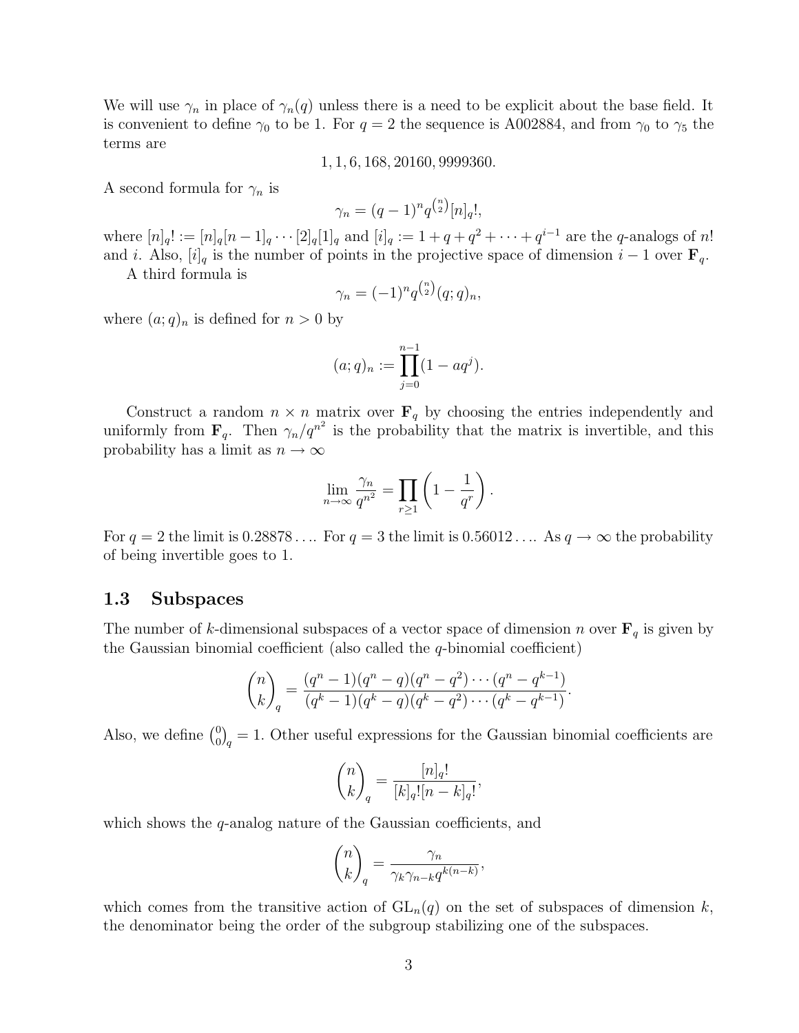We will use $\gamma_n$ in place of $\gamma_n(q)$ unless there is a need to be explicit about the base field. It is convenient to define $\gamma_0$ to be 1. For $q = 2$ the sequence is A002884, and from $\gamma_0$ to $\gamma_5$ the terms are

$$1, 1, 6, 168, 20160, 9999360.$$

A second formula for $\gamma_n$ is

$$\gamma_n = (q-1)^n q^{\binom{n}{2}} [n]_q!,$$

where $[n]_q! := [n]_q[n-1]_q \cdots [2]_q[1]_q$ and $[i]_q := 1 + q + q^2 + \cdots + q^{i-1}$ are the $q$-analogs of $n!$ and $i$. Also, $[i]_q$ is the number of points in the projective space of dimension $i-1$ over $\mathbf{F}_q$.

A third formula is

$$\gamma_n = (-1)^n q^{\binom{n}{2}} (q;q)_n,$$

where $(a;q)_n$ is defined for $n > 0$ by

$$(a;q)_n := \prod_{j=0}^{n-1} (1 - aq^j).$$

Construct a random $n \times n$ matrix over $\mathbf{F}_q$ by choosing the entries independently and uniformly from $\mathbf{F}_q$. Then $\gamma_n / q^{n^2}$ is the probability that the matrix is invertible, and this probability has a limit as $n \to \infty$

$$\lim_{n\to\infty} \frac{\gamma_n}{q^{n^2}} = \prod_{r \geq 1} \left(1 - \frac{1}{q^r}\right).$$

For $q = 2$ the limit is $0.28878\ldots$. For $q = 3$ the limit is $0.56012\ldots$. As $q \to \infty$ the probability of being invertible goes to 1.

## 1.3 Subspaces

The number of $k$-dimensional subspaces of a vector space of dimension $n$ over $\mathbf{F}_q$ is given by the Gaussian binomial coefficient (also called the $q$-binomial coefficient)

$$\binom{n}{k}_q = \frac{(q^n-1)(q^n-q)(q^n-q^2)\cdots(q^n-q^{k-1})}{(q^k-1)(q^k-q)(q^k-q^2)\cdots(q^k-q^{k-1})}.$$

Also, we define $\binom{0}{0}_q = 1$. Other useful expressions for the Gaussian binomial coefficients are

$$\binom{n}{k}_q = \frac{[n]_q!}{[k]_q![n-k]_q!},$$

which shows the $q$-analog nature of the Gaussian coefficients, and

$$\binom{n}{k}_q = \frac{\gamma_n}{\gamma_k \gamma_{n-k} q^{k(n-k)}},$$

which comes from the transitive action of $\mathrm{GL}_n(q)$ on the set of subspaces of dimension $k$, the denominator being the order of the subgroup stabilizing one of the subspaces.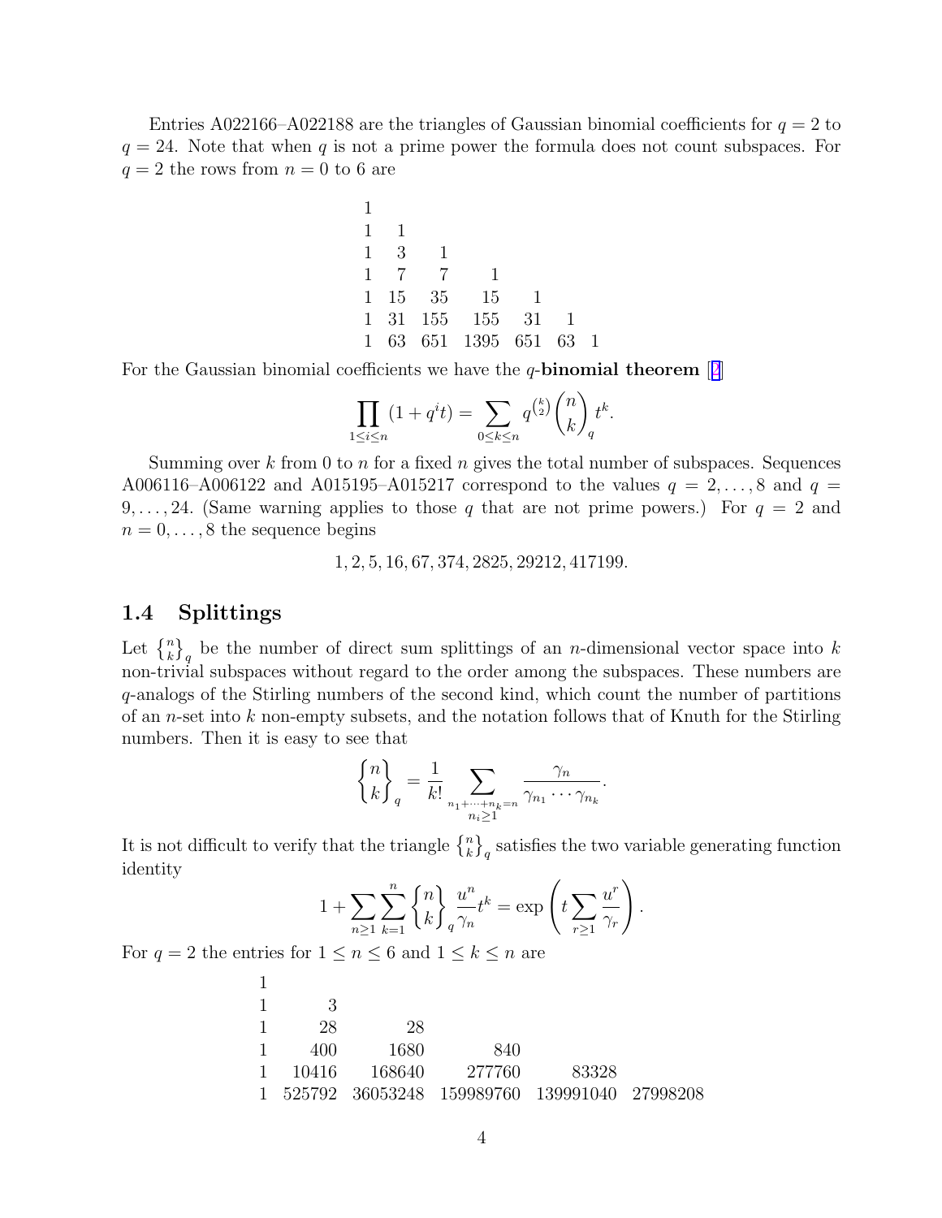Entries A022166–A022188 are the triangles of Gaussian binomial coefficients for $q = 2$ to $q = 24$. Note that when $q$ is not a prime power the formula does not count subspaces. For $q = 2$ the rows from $n = 0$ to 6 are

$$
\begin{array}{lllllll}
1 & & & & & & \\
1 & 1 & & & & & \\
1 & 3 & 1 & & & & \\
1 & 7 & 7 & 1 & & & \\
1 & 15 & 35 & 15 & 1 & & \\
1 & 31 & 155 & 155 & 31 & 1 & \\
1 & 63 & 651 & 1395 & 651 & 63 & 1
\end{array}
$$

For the Gaussian binomial coefficients we have the $q$-**binomial theorem** [2]

$$\prod_{1 \le i \le n} (1 + q^i t) = \sum_{0 \le k \le n} q^{\binom{k}{2}} \binom{n}{k}_q t^k.$$

Summing over $k$ from 0 to $n$ for a fixed $n$ gives the total number of subspaces. Sequences A006116–A006122 and A015195–A015217 correspond to the values $q = 2, \ldots, 8$ and $q = 9, \ldots, 24$. (Same warning applies to those $q$ that are not prime powers.) For $q = 2$ and $n = 0, \ldots, 8$ the sequence begins

$$1, 2, 5, 16, 67, 374, 2825, 29212, 417199.$$

## 1.4 Splittings

Let $\left\{ {n \atop k} \right\}_q$ be the number of direct sum splittings of an $n$-dimensional vector space into $k$ non-trivial subspaces without regard to the order among the subspaces. These numbers are $q$-analogs of the Stirling numbers of the second kind, which count the number of partitions of an $n$-set into $k$ non-empty subsets, and the notation follows that of Knuth for the Stirling numbers. Then it is easy to see that

$$\left\{ {n \atop k} \right\}_q = \frac{1}{k!} \sum_{\substack{n_1 + \cdots + n_k = n \\ n_i \ge 1}} \frac{\gamma_n}{\gamma_{n_1} \cdots \gamma_{n_k}}.$$

It is not difficult to verify that the triangle $\left\{ {n \atop k} \right\}_q$ satisfies the two variable generating function identity

$$1 + \sum_{n \ge 1} \sum_{k=1}^{n} \left\{ {n \atop k} \right\}_q \frac{u^n}{\gamma_n} t^k = \exp\left( t \sum_{r \ge 1} \frac{u^r}{\gamma_r} \right).$$

For $q = 2$ the entries for $1 \le n \le 6$ and $1 \le k \le n$ are

$$
\begin{array}{rrrrrr}
1 & & & & & \\
1 & 3 & & & & \\
1 & 28 & 28 & & & \\
1 & 400 & 1680 & 840 & & \\
1 & 10416 & 168640 & 277760 & 83328 & \\
1 & 525792 & 36053248 & 159989760 & 139991040 & 27998208
\end{array}
$$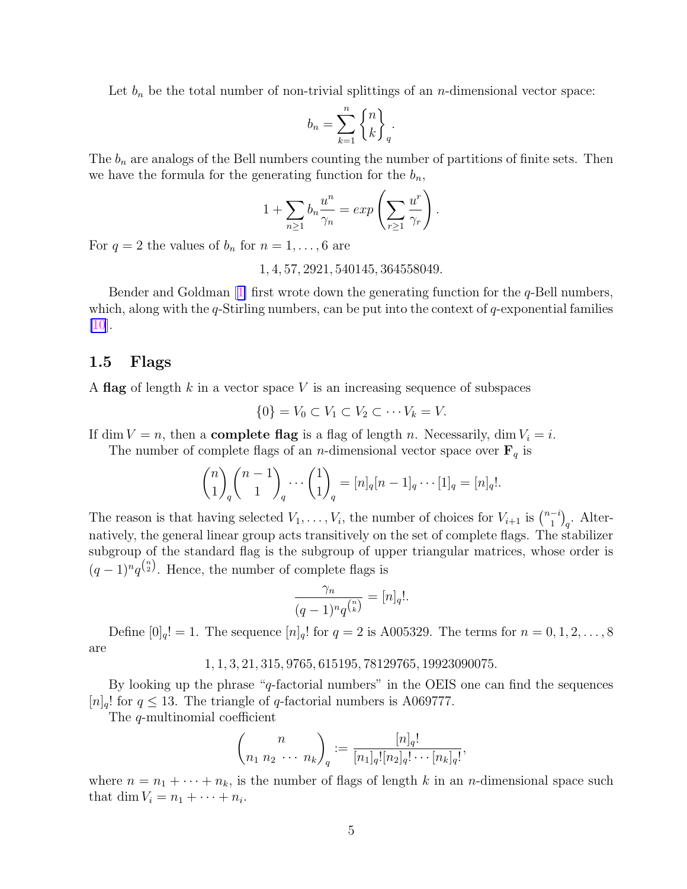Let $b_n$ be the total number of non-trivial splittings of an $n$-dimensional vector space:

$$b_n = \sum_{k=1}^{n} \left\{ {n \atop k} \right\}_q .$$

The $b_n$ are analogs of the Bell numbers counting the number of partitions of finite sets. Then we have the formula for the generating function for the $b_n$,

$$1 + \sum_{n \geq 1} b_n \frac{u^n}{\gamma_n} = exp \left( \sum_{r \geq 1} \frac{u^r}{\gamma_r} \right).$$

For $q = 2$ the values of $b_n$ for $n = 1, \ldots, 6$ are

$$1, 4, 57, 2921, 540145, 364558049.$$

Bender and Goldman [1] first wrote down the generating function for the $q$-Bell numbers, which, along with the $q$-Stirling numbers, can be put into the context of $q$-exponential families [10].

### 1.5 Flags

A **flag** of length $k$ in a vector space $V$ is an increasing sequence of subspaces

$$\{0\} = V_0 \subset V_1 \subset V_2 \subset \cdots V_k = V.$$

If $\dim V = n$, then a **complete flag** is a flag of length $n$. Necessarily, $\dim V_i = i$.

The number of complete flags of an $n$-dimensional vector space over $\mathbf{F}_q$ is

$$\binom{n}{1}_q \binom{n-1}{1}_q \cdots \binom{1}{1}_q = [n]_q[n-1]_q \cdots [1]_q = [n]_q!.$$

The reason is that having selected $V_1, \ldots, V_i$, the number of choices for $V_{i+1}$ is $\binom{n-i}{1}_q$. Alternatively, the general linear group acts transitively on the set of complete flags. The stabilizer subgroup of the standard flag is the subgroup of upper triangular matrices, whose order is $(q-1)^n q^{\binom{n}{2}}$. Hence, the number of complete flags is

$$\frac{\gamma_n}{(q-1)^n q^{\binom{n}{k}}} = [n]_q!.$$

Define $[0]_q! = 1$. The sequence $[n]_q!$ for $q = 2$ is A005329. The terms for $n = 0, 1, 2, \ldots, 8$ are

$$1, 1, 3, 21, 315, 9765, 615195, 78129765, 19923090075.$$

By looking up the phrase "$q$-factorial numbers" in the OEIS one can find the sequences $[n]_q!$ for $q \leq 13$. The triangle of $q$-factorial numbers is A069777.

The $q$-multinomial coefficient

$$\binom{n}{n_1 \; n_2 \; \cdots \; n_k}_q := \frac{[n]_q!}{[n_1]_q![n_2]_q! \cdots [n_k]_q!},$$

where $n = n_1 + \cdots + n_k$, is the number of flags of length $k$ in an $n$-dimensional space such that $\dim V_i = n_1 + \cdots + n_i$.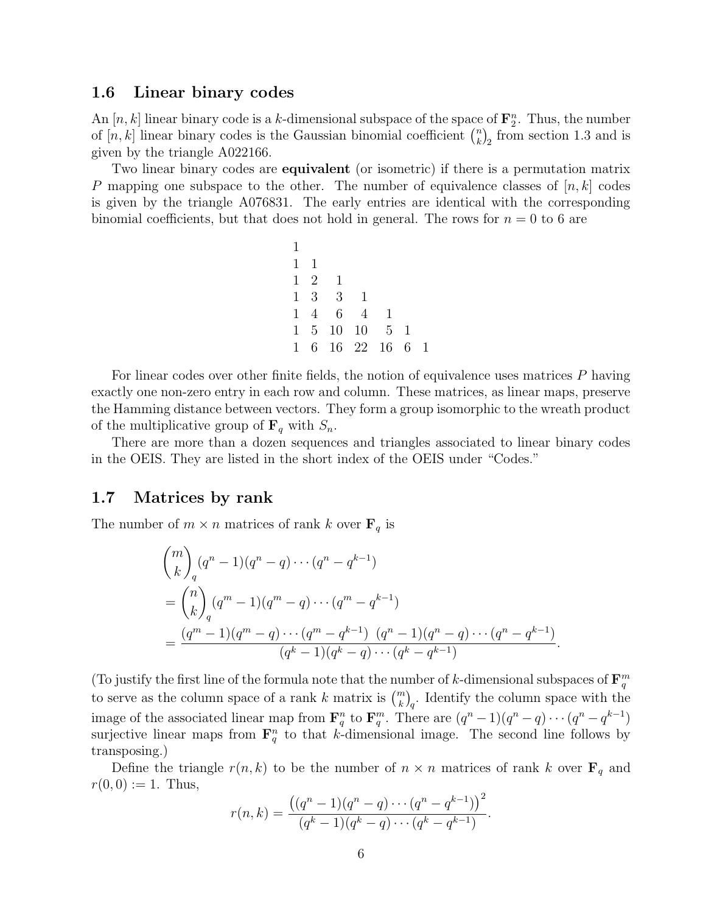### 1.6 Linear binary codes

An $[n, k]$ linear binary code is a $k$-dimensional subspace of the space of $\mathbf{F}_2^n$. Thus, the number of $[n, k]$ linear binary codes is the Gaussian binomial coefficient $\binom{n}{k}_2$ from section 1.3 and is given by the triangle A022166.

Two linear binary codes are **equivalent** (or isometric) if there is a permutation matrix $P$ mapping one subspace to the other. The number of equivalence classes of $[n, k]$ codes is given by the triangle A076831. The early entries are identical with the corresponding binomial coefficients, but that does not hold in general. The rows for $n = 0$ to 6 are

```
1
1  1
1  2   1
1  3   3   1
1  4   6   4   1
1  5  10  10   5  1
1  6  16  22  16  6  1
```

For linear codes over other finite fields, the notion of equivalence uses matrices $P$ having exactly one non-zero entry in each row and column. These matrices, as linear maps, preserve the Hamming distance between vectors. They form a group isomorphic to the wreath product of the multiplicative group of $\mathbf{F}_q$ with $S_n$.

There are more than a dozen sequences and triangles associated to linear binary codes in the OEIS. They are listed in the short index of the OEIS under "Codes."

### 1.7 Matrices by rank

The number of $m \times n$ matrices of rank $k$ over $\mathbf{F}_q$ is

$$
\begin{aligned}
&\binom{m}{k}_q (q^n - 1)(q^n - q) \cdots (q^n - q^{k-1}) \\
&= \binom{n}{k}_q (q^m - 1)(q^m - q) \cdots (q^m - q^{k-1}) \\
&= \frac{(q^m - 1)(q^m - q) \cdots (q^m - q^{k-1}) \ (q^n - 1)(q^n - q) \cdots (q^n - q^{k-1})}{(q^k - 1)(q^k - q) \cdots (q^k - q^{k-1})}.
\end{aligned}
$$

(To justify the first line of the formula note that the number of $k$-dimensional subspaces of $\mathbf{F}_q^m$ to serve as the column space of a rank $k$ matrix is $\binom{m}{k}_q$. Identify the column space with the image of the associated linear map from $\mathbf{F}_q^n$ to $\mathbf{F}_q^m$. There are $(q^n - 1)(q^n - q) \cdots (q^n - q^{k-1})$ surjective linear maps from $\mathbf{F}_q^n$ to that $k$-dimensional image. The second line follows by transposing.)

Define the triangle $r(n, k)$ to be the number of $n \times n$ matrices of rank $k$ over $\mathbf{F}_q$ and $r(0, 0) := 1$. Thus,

$$
r(n, k) = \frac{\left((q^n - 1)(q^n - q) \cdots (q^n - q^{k-1})\right)^2}{(q^k - 1)(q^k - q) \cdots (q^k - q^{k-1})}.
$$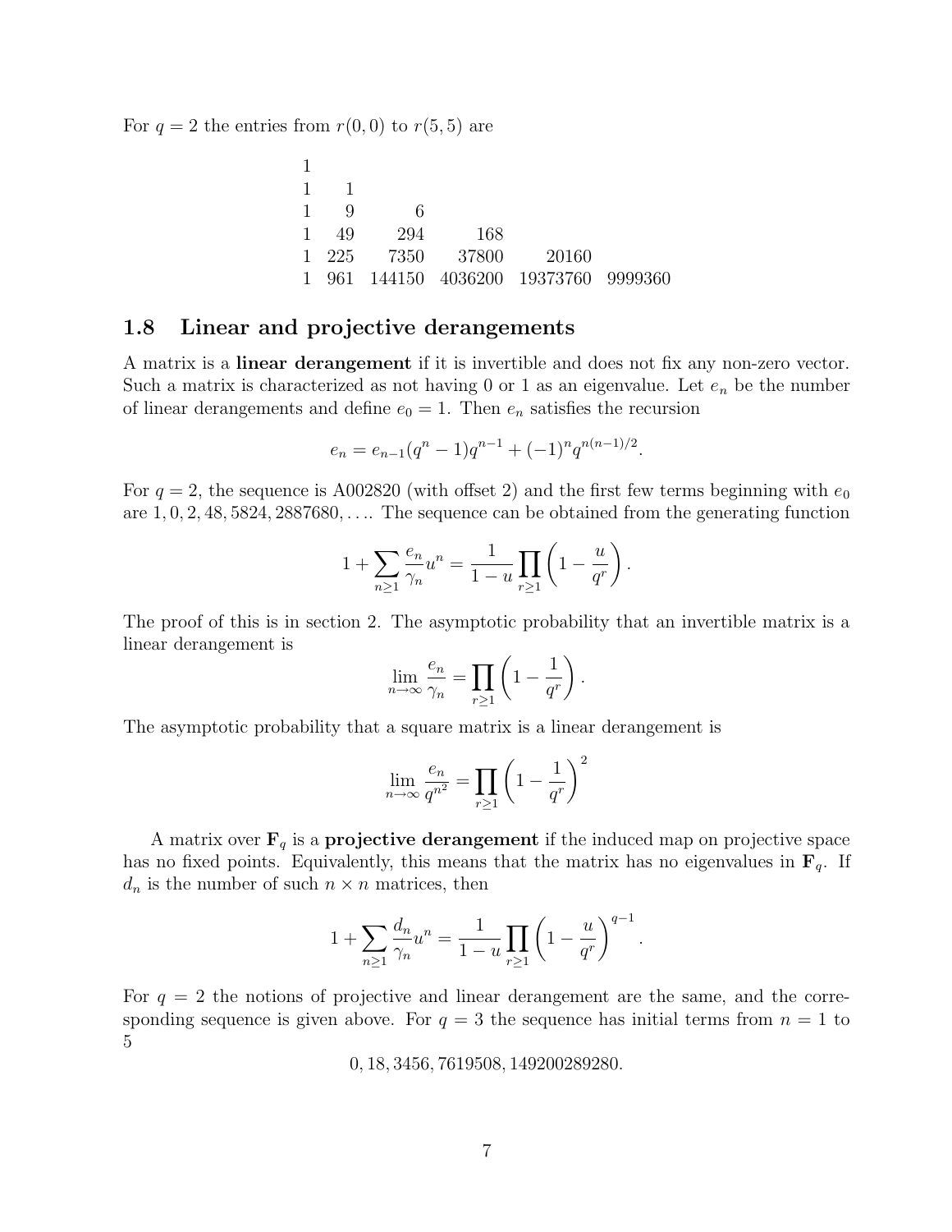For $q = 2$ the entries from $r(0,0)$ to $r(5,5)$ are

|   |   |   |   |   |   |
|---|---|---|---|---|---|
| 1 | | | | | |
| 1 | 1 | | | | |
| 1 | 9 | 6 | | | |
| 1 | 49 | 294 | 168 | | |
| 1 | 225 | 7350 | 37800 | 20160 | |
| 1 | 961 | 144150 | 4036200 | 19373760 | 9999360 |

## 1.8 Linear and projective derangements

A matrix is a **linear derangement** if it is invertible and does not fix any non-zero vector. Such a matrix is characterized as not having 0 or 1 as an eigenvalue. Let $e_n$ be the number of linear derangements and define $e_0 = 1$. Then $e_n$ satisfies the recursion

$$e_n = e_{n-1}(q^n - 1)q^{n-1} + (-1)^n q^{n(n-1)/2}.$$

For $q = 2$, the sequence is A002820 (with offset 2) and the first few terms beginning with $e_0$ are $1, 0, 2, 48, 5824, 2887680, \ldots$. The sequence can be obtained from the generating function

$$1 + \sum_{n \geq 1} \frac{e_n}{\gamma_n} u^n = \frac{1}{1-u} \prod_{r \geq 1} \left(1 - \frac{u}{q^r}\right).$$

The proof of this is in section 2. The asymptotic probability that an invertible matrix is a linear derangement is

$$\lim_{n \to \infty} \frac{e_n}{\gamma_n} = \prod_{r \geq 1} \left(1 - \frac{1}{q^r}\right).$$

The asymptotic probability that a square matrix is a linear derangement is

$$\lim_{n \to \infty} \frac{e_n}{q^{n^2}} = \prod_{r \geq 1} \left(1 - \frac{1}{q^r}\right)^2$$

A matrix over $\mathbf{F}_q$ is a **projective derangement** if the induced map on projective space has no fixed points. Equivalently, this means that the matrix has no eigenvalues in $\mathbf{F}_q$. If $d_n$ is the number of such $n \times n$ matrices, then

$$1 + \sum_{n \geq 1} \frac{d_n}{\gamma_n} u^n = \frac{1}{1-u} \prod_{r \geq 1} \left(1 - \frac{u}{q^r}\right)^{q-1}.$$

For $q = 2$ the notions of projective and linear derangement are the same, and the corresponding sequence is given above. For $q = 3$ the sequence has initial terms from $n = 1$ to 5

$$0, 18, 3456, 7619508, 149200289280.$$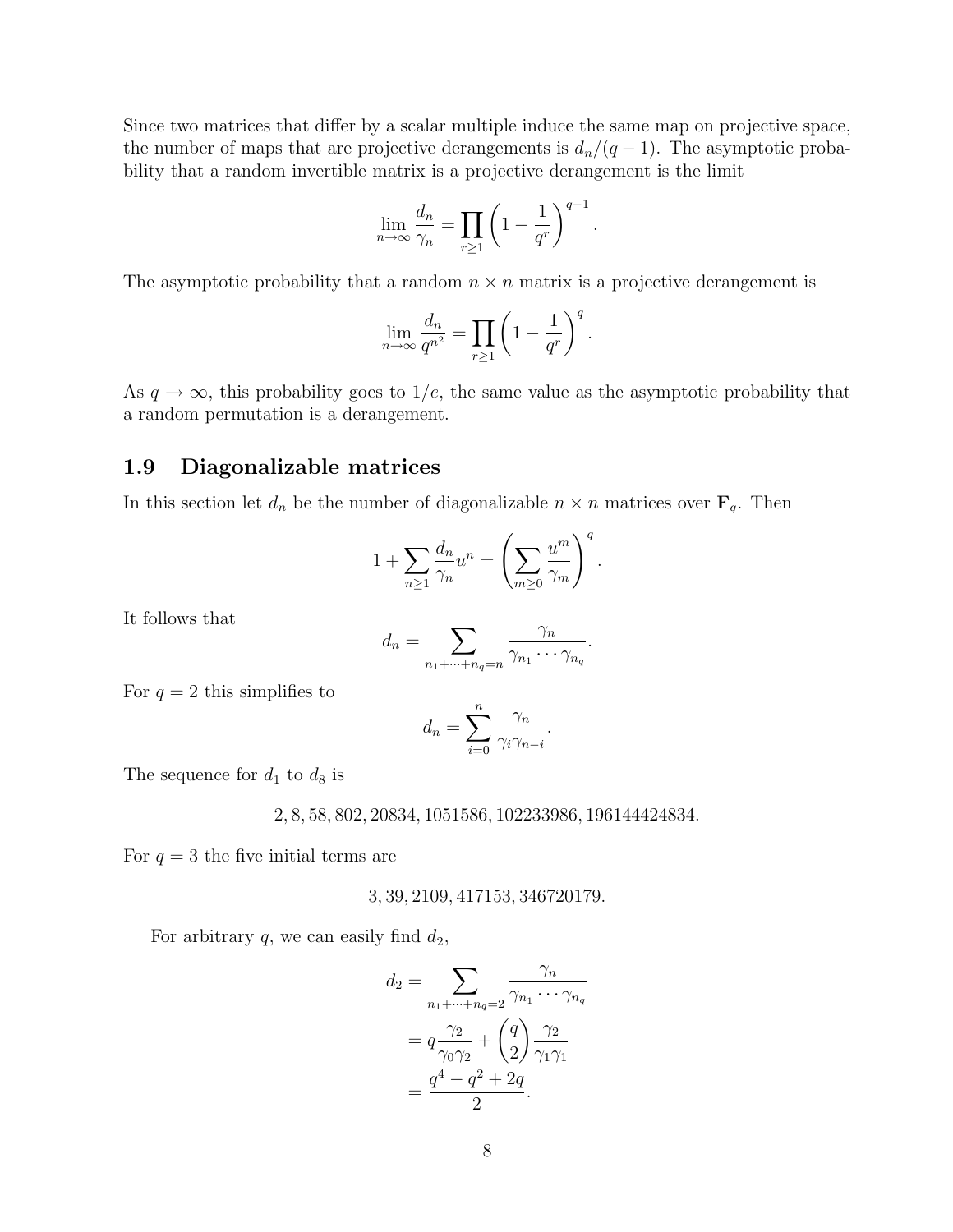Since two matrices that differ by a scalar multiple induce the same map on projective space, the number of maps that are projective derangements is $d_n/(q-1)$. The asymptotic probability that a random invertible matrix is a projective derangement is the limit

$$\lim_{n\to\infty} \frac{d_n}{\gamma_n} = \prod_{r\geq 1}\left(1 - \frac{1}{q^r}\right)^{q-1}.$$

The asymptotic probability that a random $n \times n$ matrix is a projective derangement is

$$\lim_{n\to\infty} \frac{d_n}{q^{n^2}} = \prod_{r\geq 1}\left(1 - \frac{1}{q^r}\right)^{q}.$$

As $q \to \infty$, this probability goes to $1/e$, the same value as the asymptotic probability that a random permutation is a derangement.

## 1.9 Diagonalizable matrices

In this section let $d_n$ be the number of diagonalizable $n \times n$ matrices over $\mathbf{F}_q$. Then

$$1 + \sum_{n\geq 1} \frac{d_n}{\gamma_n} u^n = \left(\sum_{m\geq 0} \frac{u^m}{\gamma_m}\right)^q.$$

It follows that

$$d_n = \sum_{n_1+\cdots+n_q=n} \frac{\gamma_n}{\gamma_{n_1}\cdots\gamma_{n_q}}.$$

For $q = 2$ this simplifies to

$$d_n = \sum_{i=0}^{n} \frac{\gamma_n}{\gamma_i \gamma_{n-i}}.$$

The sequence for $d_1$ to $d_8$ is

$$2, 8, 58, 802, 20834, 1051586, 102233986, 196144424834.$$

For $q = 3$ the five initial terms are

$$3, 39, 2109, 417153, 346720179.$$

For arbitrary $q$, we can easily find $d_2$,

$$\begin{aligned}
d_2 &= \sum_{n_1+\cdots+n_q=2} \frac{\gamma_n}{\gamma_{n_1}\cdots\gamma_{n_q}} \\
&= q\frac{\gamma_2}{\gamma_0\gamma_2} + \binom{q}{2}\frac{\gamma_2}{\gamma_1\gamma_1} \\
&= \frac{q^4 - q^2 + 2q}{2}.
\end{aligned}$$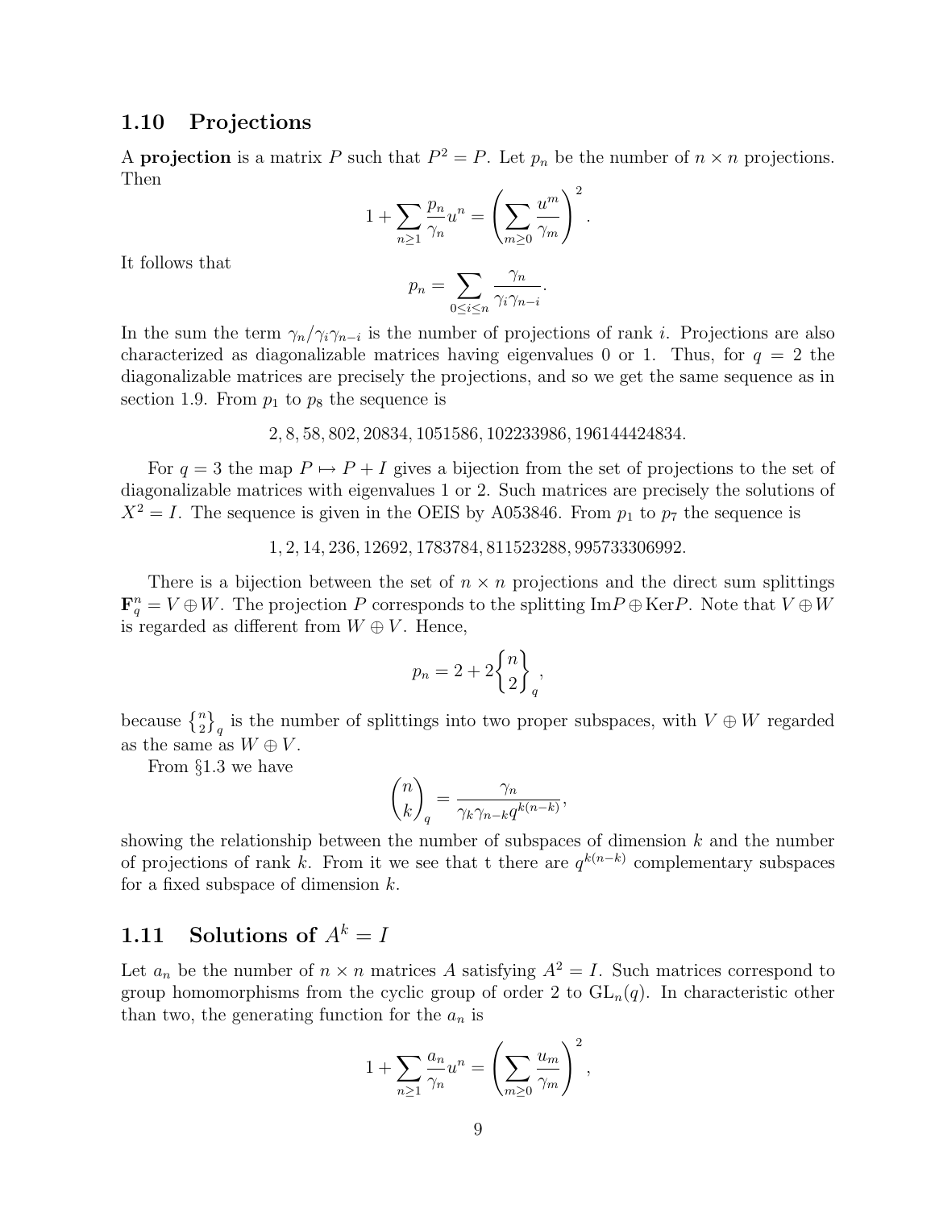## 1.10 Projections

A **projection** is a matrix $P$ such that $P^2 = P$. Let $p_n$ be the number of $n \times n$ projections. Then

$$1 + \sum_{n \geq 1} \frac{p_n}{\gamma_n} u^n = \left( \sum_{m \geq 0} \frac{u^m}{\gamma_m} \right)^2.$$

It follows that

$$p_n = \sum_{0 \leq i \leq n} \frac{\gamma_n}{\gamma_i \gamma_{n-i}}.$$

In the sum the term $\gamma_n / \gamma_i \gamma_{n-i}$ is the number of projections of rank $i$. Projections are also characterized as diagonalizable matrices having eigenvalues 0 or 1. Thus, for $q = 2$ the diagonalizable matrices are precisely the projections, and so we get the same sequence as in section 1.9. From $p_1$ to $p_8$ the sequence is

$$2, 8, 58, 802, 20834, 1051586, 102233986, 196144424834.$$

For $q = 3$ the map $P \mapsto P + I$ gives a bijection from the set of projections to the set of diagonalizable matrices with eigenvalues 1 or 2. Such matrices are precisely the solutions of $X^2 = I$. The sequence is given in the OEIS by A053846. From $p_1$ to $p_7$ the sequence is

$$1, 2, 14, 236, 12692, 1783784, 811523288, 995733306992.$$

There is a bijection between the set of $n \times n$ projections and the direct sum splittings $\mathbf{F}_q^n = V \oplus W$. The projection $P$ corresponds to the splitting $\mathrm{Im}P \oplus \mathrm{Ker}P$. Note that $V \oplus W$ is regarded as different from $W \oplus V$. Hence,

$$p_n = 2 + 2\left\{ {n \atop 2} \right\}_q,$$

because $\left\{ {n \atop 2} \right\}_q$ is the number of splittings into two proper subspaces, with $V \oplus W$ regarded as the same as $W \oplus V$.

From §1.3 we have

$$\binom{n}{k}_q = \frac{\gamma_n}{\gamma_k \gamma_{n-k} q^{k(n-k)}},$$

showing the relationship between the number of subspaces of dimension $k$ and the number of projections of rank $k$. From it we see that t there are $q^{k(n-k)}$ complementary subspaces for a fixed subspace of dimension $k$.

## 1.11 Solutions of $A^k = I$

Let $a_n$ be the number of $n \times n$ matrices $A$ satisfying $A^2 = I$. Such matrices correspond to group homomorphisms from the cyclic group of order 2 to $\mathrm{GL}_n(q)$. In characteristic other than two, the generating function for the $a_n$ is

$$1 + \sum_{n \geq 1} \frac{a_n}{\gamma_n} u^n = \left( \sum_{m \geq 0} \frac{u_m}{\gamma_m} \right)^2,$$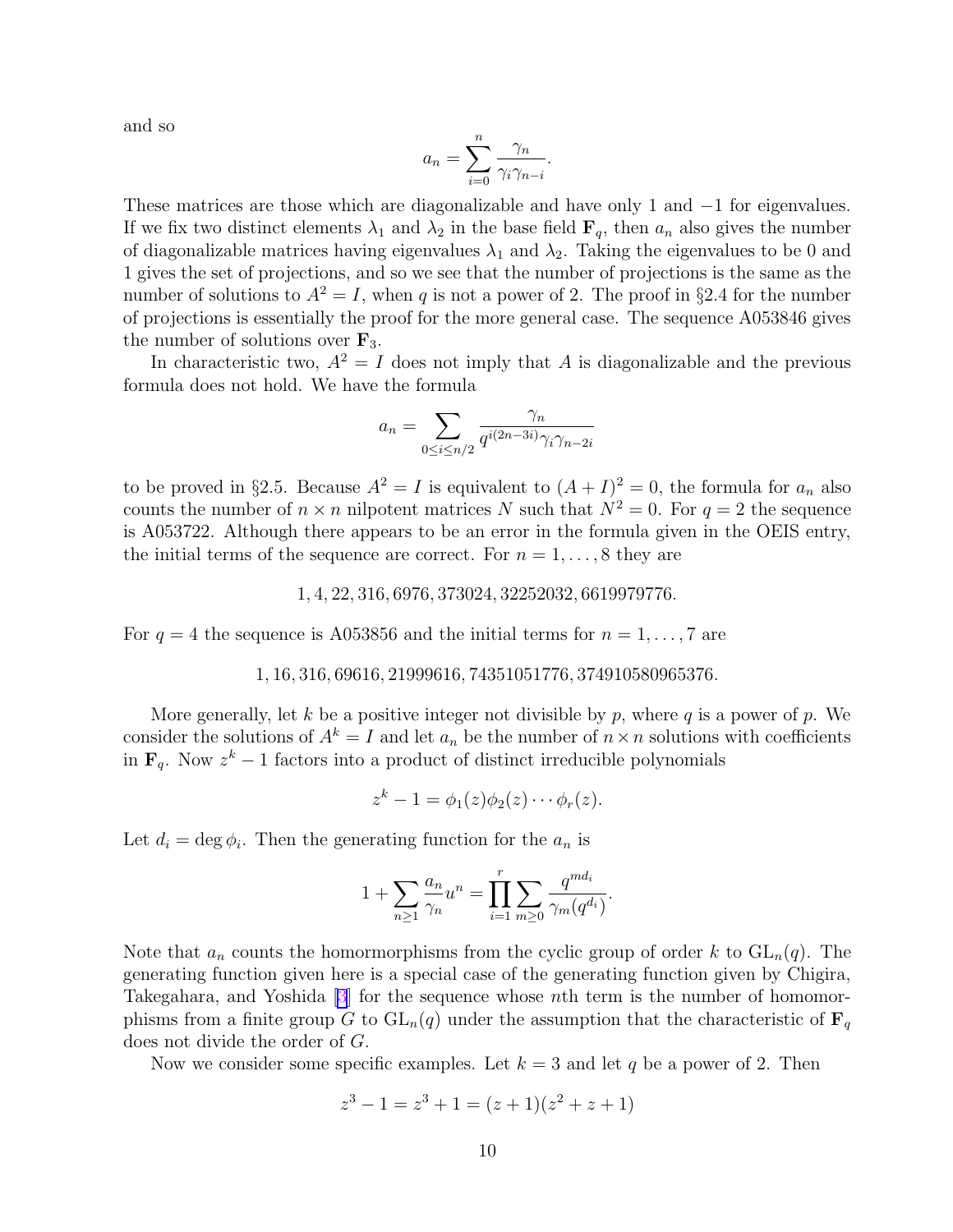and so

$$a_n = \sum_{i=0}^{n} \frac{\gamma_n}{\gamma_i \gamma_{n-i}}.$$

These matrices are those which are diagonalizable and have only 1 and $-1$ for eigenvalues. If we fix two distinct elements $\lambda_1$ and $\lambda_2$ in the base field $\mathbf{F}_q$, then $a_n$ also gives the number of diagonalizable matrices having eigenvalues $\lambda_1$ and $\lambda_2$. Taking the eigenvalues to be 0 and 1 gives the set of projections, and so we see that the number of projections is the same as the number of solutions to $A^2 = I$, when $q$ is not a power of 2. The proof in §2.4 for the number of projections is essentially the proof for the more general case. The sequence A053846 gives the number of solutions over $\mathbf{F}_3$.

In characteristic two, $A^2 = I$ does not imply that $A$ is diagonalizable and the previous formula does not hold. We have the formula

$$a_n = \sum_{0 \le i \le n/2} \frac{\gamma_n}{q^{i(2n-3i)} \gamma_i \gamma_{n-2i}}$$

to be proved in §2.5. Because $A^2 = I$ is equivalent to $(A+I)^2 = 0$, the formula for $a_n$ also counts the number of $n \times n$ nilpotent matrices $N$ such that $N^2 = 0$. For $q = 2$ the sequence is A053722. Although there appears to be an error in the formula given in the OEIS entry, the initial terms of the sequence are correct. For $n = 1, \dots, 8$ they are

$$1, 4, 22, 316, 6976, 373024, 32252032, 6619979776.$$

For $q = 4$ the sequence is A053856 and the initial terms for $n = 1, \dots, 7$ are

$$1, 16, 316, 69616, 21999616, 74351051776, 374910580965376.$$

More generally, let $k$ be a positive integer not divisible by $p$, where $q$ is a power of $p$. We consider the solutions of $A^k = I$ and let $a_n$ be the number of $n \times n$ solutions with coefficients in $\mathbf{F}_q$. Now $z^k - 1$ factors into a product of distinct irreducible polynomials

$$z^k - 1 = \phi_1(z)\phi_2(z) \cdots \phi_r(z).$$

Let $d_i = \deg \phi_i$. Then the generating function for the $a_n$ is

$$1 + \sum_{n \ge 1} \frac{a_n}{\gamma_n} u^n = \prod_{i=1}^{r} \sum_{m \ge 0} \frac{q^{md_i}}{\gamma_m(q^{d_i})}.$$

Note that $a_n$ counts the homormorphisms from the cyclic group of order $k$ to $\mathrm{GL}_n(q)$. The generating function given here is a special case of the generating function given by Chigira, Takegahara, and Yoshida [3] for the sequence whose $n$th term is the number of homomorphisms from a finite group $G$ to $\mathrm{GL}_n(q)$ under the assumption that the characteristic of $\mathbf{F}_q$ does not divide the order of $G$.

Now we consider some specific examples. Let $k = 3$ and let $q$ be a power of 2. Then

$$z^3 - 1 = z^3 + 1 = (z+1)(z^2 + z + 1)$$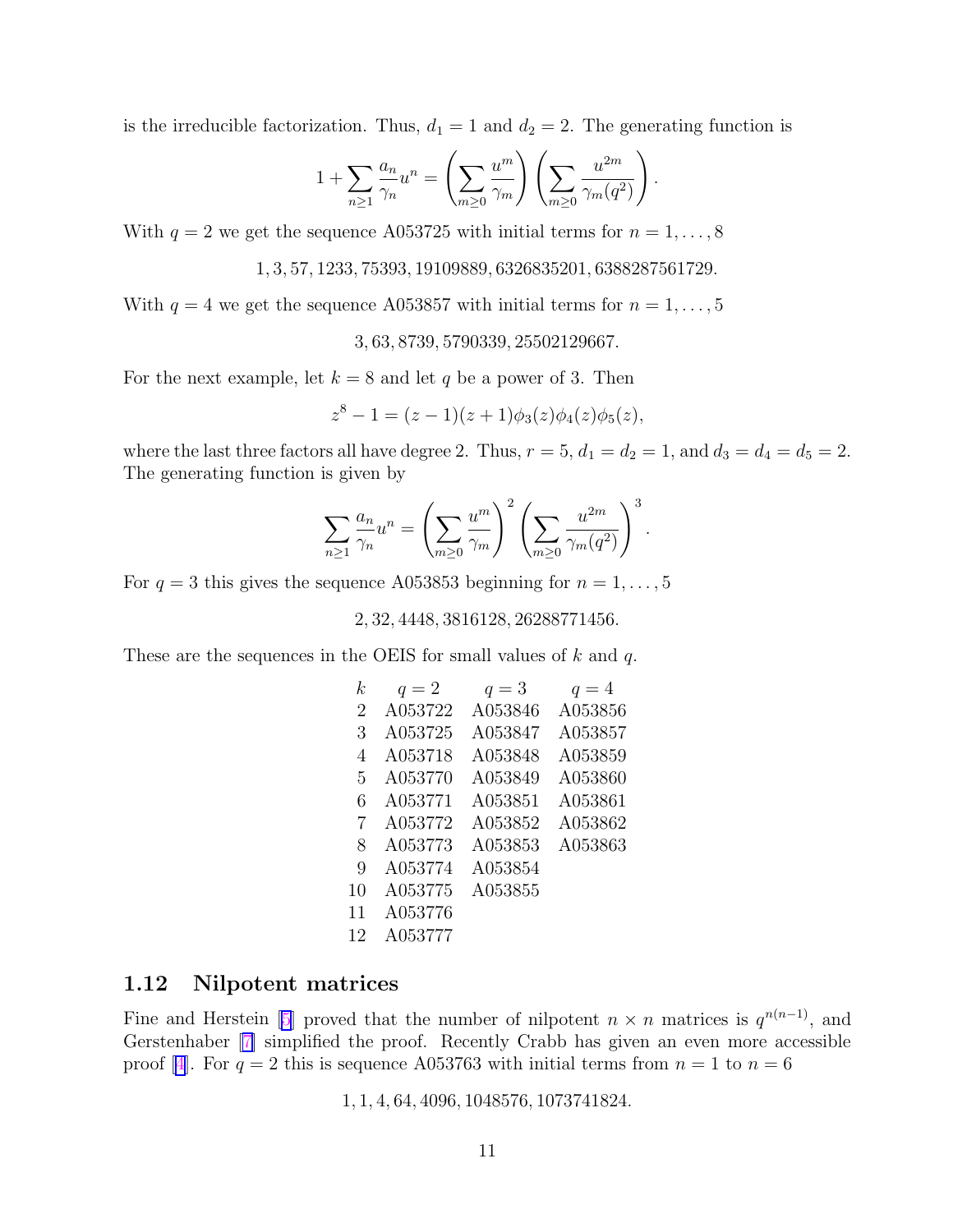is the irreducible factorization. Thus, $d_1 = 1$ and $d_2 = 2$. The generating function is

$$1 + \sum_{n \geq 1} \frac{a_n}{\gamma_n} u^n = \left( \sum_{m \geq 0} \frac{u^m}{\gamma_m} \right) \left( \sum_{m \geq 0} \frac{u^{2m}}{\gamma_m(q^2)} \right).$$

With $q = 2$ we get the sequence A053725 with initial terms for $n = 1, \ldots, 8$

$$1, 3, 57, 1233, 75393, 19109889, 6326835201, 6388287561729.$$

With $q = 4$ we get the sequence A053857 with initial terms for $n = 1, \ldots, 5$

$$3, 63, 8739, 5790339, 25502129667.$$

For the next example, let $k = 8$ and let $q$ be a power of 3. Then

$$z^8 - 1 = (z-1)(z+1)\phi_3(z)\phi_4(z)\phi_5(z),$$

where the last three factors all have degree 2. Thus, $r = 5$, $d_1 = d_2 = 1$, and $d_3 = d_4 = d_5 = 2$. The generating function is given by

$$\sum_{n \geq 1} \frac{a_n}{\gamma_n} u^n = \left( \sum_{m \geq 0} \frac{u^m}{\gamma_m} \right)^2 \left( \sum_{m \geq 0} \frac{u^{2m}}{\gamma_m(q^2)} \right)^3.$$

For $q = 3$ this gives the sequence A053853 beginning for $n = 1, \ldots, 5$

$$2, 32, 4448, 3816128, 26288771456.$$

These are the sequences in the OEIS for small values of $k$ and $q$.

| $k$ | $q = 2$ | $q = 3$ | $q = 4$ |
|---|---|---|---|
| 2 | A053722 | A053846 | A053856 |
| 3 | A053725 | A053847 | A053857 |
| 4 | A053718 | A053848 | A053859 |
| 5 | A053770 | A053849 | A053860 |
| 6 | A053771 | A053851 | A053861 |
| 7 | A053772 | A053852 | A053862 |
| 8 | A053773 | A053853 | A053863 |
| 9 | A053774 | A053854 | |
| 10 | A053775 | A053855 | |
| 11 | A053776 | | |
| 12 | A053777 | | |

## 1.12 Nilpotent matrices

Fine and Herstein [5] proved that the number of nilpotent $n \times n$ matrices is $q^{n(n-1)}$, and Gerstenhaber [7] simplified the proof. Recently Crabb has given an even more accessible proof [4]. For $q = 2$ this is sequence A053763 with initial terms from $n = 1$ to $n = 6$

$$1, 1, 4, 64, 4096, 1048576, 1073741824.$$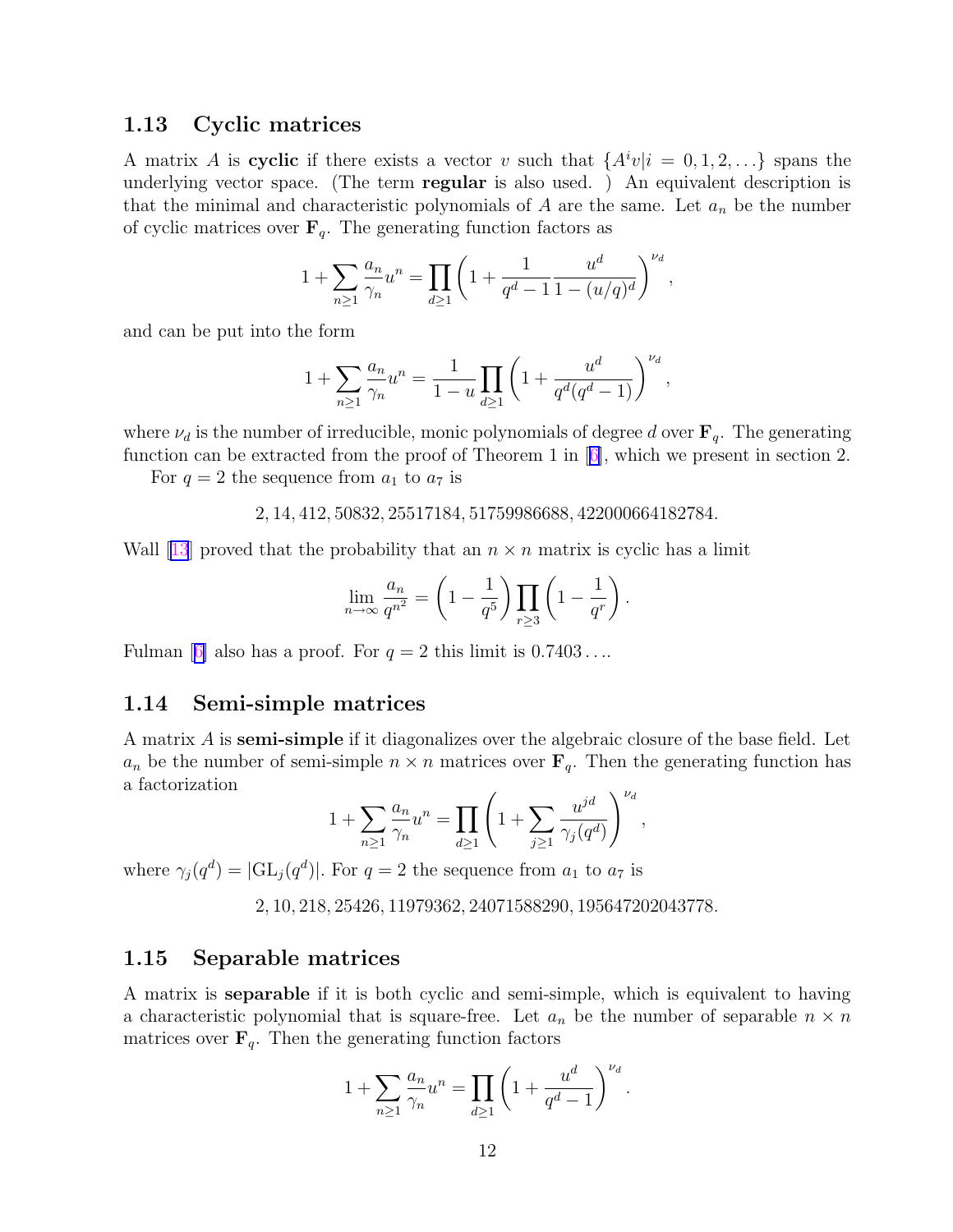## 1.13 Cyclic matrices

A matrix $A$ is **cyclic** if there exists a vector $v$ such that $\{A^i v | i = 0, 1, 2, \ldots\}$ spans the underlying vector space. (The term **regular** is also used. ) An equivalent description is that the minimal and characteristic polynomials of $A$ are the same. Let $a_n$ be the number of cyclic matrices over $\mathbf{F}_q$. The generating function factors as

$$1 + \sum_{n \geq 1} \frac{a_n}{\gamma_n} u^n = \prod_{d \geq 1} \left( 1 + \frac{1}{q^d - 1} \frac{u^d}{1 - (u/q)^d} \right)^{\nu_d},$$

and can be put into the form

$$1 + \sum_{n \geq 1} \frac{a_n}{\gamma_n} u^n = \frac{1}{1-u} \prod_{d \geq 1} \left( 1 + \frac{u^d}{q^d(q^d - 1)} \right)^{\nu_d},$$

where $\nu_d$ is the number of irreducible, monic polynomials of degree $d$ over $\mathbf{F}_q$. The generating function can be extracted from the proof of Theorem 1 in [6], which we present in section 2.

For $q = 2$ the sequence from $a_1$ to $a_7$ is

2, 14, 412, 50832, 25517184, 51759986688, 422000664182784.

Wall [13] proved that the probability that an $n \times n$ matrix is cyclic has a limit

$$\lim_{n \to \infty} \frac{a_n}{q^{n^2}} = \left( 1 - \frac{1}{q^5} \right) \prod_{r \geq 3} \left( 1 - \frac{1}{q^r} \right).$$

Fulman [6] also has a proof. For $q = 2$ this limit is $0.7403\ldots$.

## 1.14 Semi-simple matrices

A matrix $A$ is **semi-simple** if it diagonalizes over the algebraic closure of the base field. Let $a_n$ be the number of semi-simple $n \times n$ matrices over $\mathbf{F}_q$. Then the generating function has a factorization

$$1 + \sum_{n \geq 1} \frac{a_n}{\gamma_n} u^n = \prod_{d \geq 1} \left( 1 + \sum_{j \geq 1} \frac{u^{jd}}{\gamma_j(q^d)} \right)^{\nu_d},$$

where $\gamma_j(q^d) = |\mathrm{GL}_j(q^d)|$. For $q = 2$ the sequence from $a_1$ to $a_7$ is

2, 10, 218, 25426, 11979362, 24071588290, 195647202043778.

## 1.15 Separable matrices

A matrix is **separable** if it is both cyclic and semi-simple, which is equivalent to having a characteristic polynomial that is square-free. Let $a_n$ be the number of separable $n \times n$ matrices over $\mathbf{F}_q$. Then the generating function factors

$$1 + \sum_{n \geq 1} \frac{a_n}{\gamma_n} u^n = \prod_{d \geq 1} \left( 1 + \frac{u^d}{q^d - 1} \right)^{\nu_d}.$$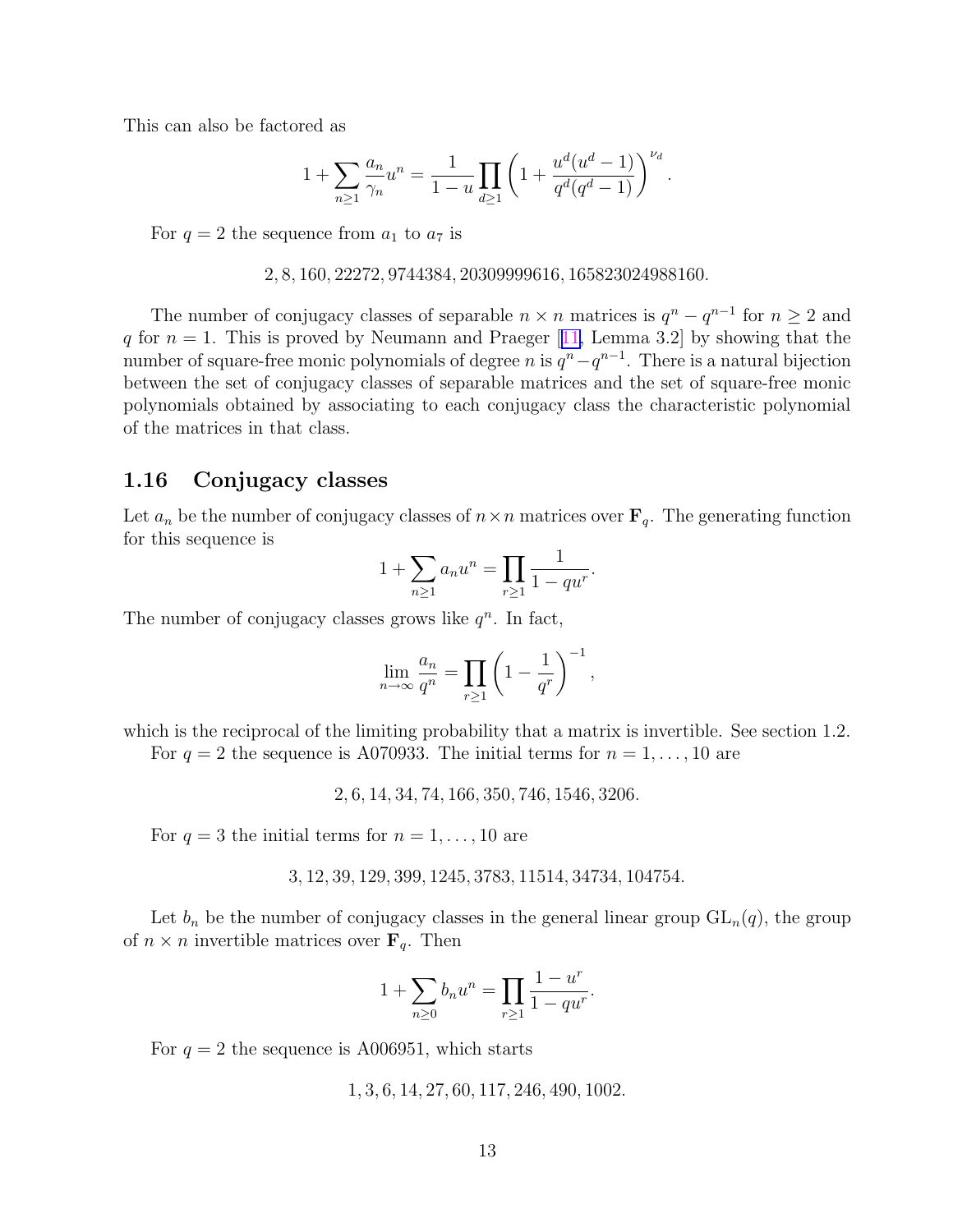This can also be factored as

$$1+\sum_{n\geq 1}\frac{a_n}{\gamma_n}u^n = \frac{1}{1-u}\prod_{d\geq 1}\left(1+\frac{u^d(u^d-1)}{q^d(q^d-1)}\right)^{\nu_d}.$$

For $q=2$ the sequence from $a_1$ to $a_7$ is

$$2, 8, 160, 22272, 9744384, 20309999616, 165823024988160.$$

The number of conjugacy classes of separable $n\times n$ matrices is $q^n - q^{n-1}$ for $n\geq 2$ and $q$ for $n=1$. This is proved by Neumann and Praeger [11, Lemma 3.2] by showing that the number of square-free monic polynomials of degree $n$ is $q^n - q^{n-1}$. There is a natural bijection between the set of conjugacy classes of separable matrices and the set of square-free monic polynomials obtained by associating to each conjugacy class the characteristic polynomial of the matrices in that class.

## 1.16 Conjugacy classes

Let $a_n$ be the number of conjugacy classes of $n\times n$ matrices over $\mathbf{F}_q$. The generating function for this sequence is

$$1+\sum_{n\geq 1}a_n u^n = \prod_{r\geq 1}\frac{1}{1-qu^r}.$$

The number of conjugacy classes grows like $q^n$. In fact,

$$\lim_{n\to\infty}\frac{a_n}{q^n} = \prod_{r\geq 1}\left(1-\frac{1}{q^r}\right)^{-1},$$

which is the reciprocal of the limiting probability that a matrix is invertible. See section 1.2.

For $q=2$ the sequence is A070933. The initial terms for $n=1,\ldots,10$ are

$$2, 6, 14, 34, 74, 166, 350, 746, 1546, 3206.$$

For $q=3$ the initial terms for $n=1,\ldots,10$ are

$$3, 12, 39, 129, 399, 1245, 3783, 11514, 34734, 104754.$$

Let $b_n$ be the number of conjugacy classes in the general linear group $\mathrm{GL}_n(q)$, the group of $n\times n$ invertible matrices over $\mathbf{F}_q$. Then

$$1+\sum_{n\geq 0}b_n u^n = \prod_{r\geq 1}\frac{1-u^r}{1-qu^r}.$$

For $q=2$ the sequence is A006951, which starts

$$1, 3, 6, 14, 27, 60, 117, 246, 490, 1002.$$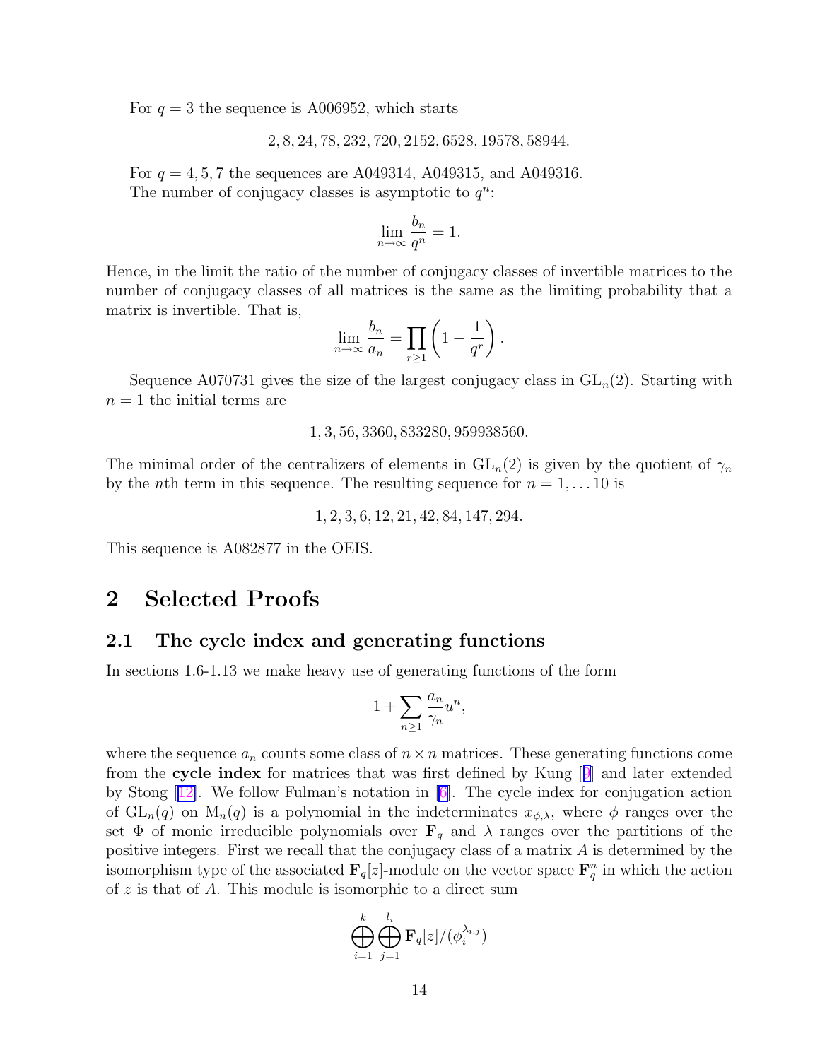For $q = 3$ the sequence is A006952, which starts

$$2, 8, 24, 78, 232, 720, 2152, 6528, 19578, 58944.$$

For $q = 4, 5, 7$ the sequences are A049314, A049315, and A049316.

The number of conjugacy classes is asymptotic to $q^n$:

$$\lim_{n\to\infty} \frac{b_n}{q^n} = 1.$$

Hence, in the limit the ratio of the number of conjugacy classes of invertible matrices to the number of conjugacy classes of all matrices is the same as the limiting probability that a matrix is invertible. That is,

$$\lim_{n\to\infty} \frac{b_n}{a_n} = \prod_{r\geq 1} \left(1 - \frac{1}{q^r}\right).$$

Sequence A070731 gives the size of the largest conjugacy class in $\mathrm{GL}_n(2)$. Starting with $n = 1$ the initial terms are

$$1, 3, 56, 3360, 833280, 959938560.$$

The minimal order of the centralizers of elements in $\mathrm{GL}_n(2)$ is given by the quotient of $\gamma_n$ by the $n$th term in this sequence. The resulting sequence for $n = 1, \ldots 10$ is

$$1, 2, 3, 6, 12, 21, 42, 84, 147, 294.$$

This sequence is A082877 in the OEIS.

## 2 Selected Proofs

### 2.1 The cycle index and generating functions

In sections 1.6-1.13 we make heavy use of generating functions of the form

$$1 + \sum_{n\geq 1} \frac{a_n}{\gamma_n} u^n,$$

where the sequence $a_n$ counts some class of $n \times n$ matrices. These generating functions come from the **cycle index** for matrices that was first defined by Kung [9] and later extended by Stong [12]. We follow Fulman's notation in [6]. The cycle index for conjugation action of $\mathrm{GL}_n(q)$ on $\mathrm{M}_n(q)$ is a polynomial in the indeterminates $x_{\phi,\lambda}$, where $\phi$ ranges over the set $\Phi$ of monic irreducible polynomials over $\mathbf{F}_q$ and $\lambda$ ranges over the partitions of the positive integers. First we recall that the conjugacy class of a matrix $A$ is determined by the isomorphism type of the associated $\mathbf{F}_q[z]$-module on the vector space $\mathbf{F}_q^n$ in which the action of $z$ is that of $A$. This module is isomorphic to a direct sum

$$\bigoplus_{i=1}^{k} \bigoplus_{j=1}^{l_i} \mathbf{F}_q[z]/(\phi_i^{\lambda_{i,j}})$$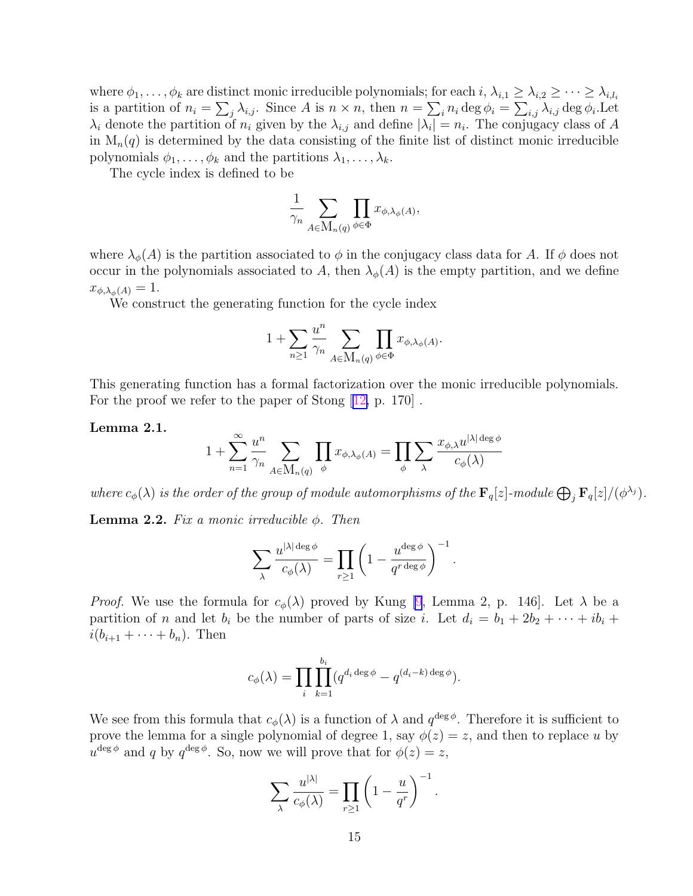where $\phi_1, \ldots, \phi_k$ are distinct monic irreducible polynomials; for each $i$, $\lambda_{i,1} \geq \lambda_{i,2} \geq \cdots \geq \lambda_{i,l_i}$ is a partition of $n_i = \sum_j \lambda_{i,j}$. Since $A$ is $n \times n$, then $n = \sum_i n_i \deg \phi_i = \sum_{i,j} \lambda_{i,j} \deg \phi_i$.Let $\lambda_i$ denote the partition of $n_i$ given by the $\lambda_{i,j}$ and define $|\lambda_i| = n_i$. The conjugacy class of $A$ in $\mathrm{M}_n(q)$ is determined by the data consisting of the finite list of distinct monic irreducible polynomials $\phi_1, \ldots, \phi_k$ and the partitions $\lambda_1, \ldots, \lambda_k$.

The cycle index is defined to be

$$\frac{1}{\gamma_n} \sum_{A \in \mathrm{M}_n(q)} \prod_{\phi \in \Phi} x_{\phi, \lambda_\phi(A)},$$

where $\lambda_\phi(A)$ is the partition associated to $\phi$ in the conjugacy class data for $A$. If $\phi$ does not occur in the polynomials associated to $A$, then $\lambda_\phi(A)$ is the empty partition, and we define $x_{\phi,\lambda_\phi(A)} = 1$.

We construct the generating function for the cycle index

$$1 + \sum_{n \geq 1} \frac{u^n}{\gamma_n} \sum_{A \in \mathrm{M}_n(q)} \prod_{\phi \in \Phi} x_{\phi, \lambda_\phi(A)}.$$

This generating function has a formal factorization over the monic irreducible polynomials. For the proof we refer to the paper of Stong [12, p. 170] .

**Lemma 2.1.**

$$1 + \sum_{n=1}^{\infty} \frac{u^n}{\gamma_n} \sum_{A \in \mathrm{M}_n(q)} \prod_{\phi} x_{\phi, \lambda_\phi(A)} = \prod_{\phi} \sum_{\lambda} \frac{x_{\phi,\lambda} u^{|\lambda| \deg \phi}}{c_\phi(\lambda)}$$

*where $c_\phi(\lambda)$ is the order of the group of module automorphisms of the $\mathbf{F}_q[z]$-module $\bigoplus_j \mathbf{F}_q[z]/(\phi^{\lambda_j})$.*

**Lemma 2.2.** *Fix a monic irreducible $\phi$. Then*

$$\sum_{\lambda} \frac{u^{|\lambda| \deg \phi}}{c_\phi(\lambda)} = \prod_{r \geq 1} \left(1 - \frac{u^{\deg \phi}}{q^{r \deg \phi}}\right)^{-1}.$$

*Proof.* We use the formula for $c_\phi(\lambda)$ proved by Kung [9, Lemma 2, p. 146]. Let $\lambda$ be a partition of $n$ and let $b_i$ be the number of parts of size $i$. Let $d_i = b_1 + 2b_2 + \cdots + ib_i + i(b_{i+1} + \cdots + b_n)$. Then

$$c_\phi(\lambda) = \prod_i \prod_{k=1}^{b_i} (q^{d_i \deg \phi} - q^{(d_i - k) \deg \phi}).$$

We see from this formula that $c_\phi(\lambda)$ is a function of $\lambda$ and $q^{\deg \phi}$. Therefore it is sufficient to prove the lemma for a single polynomial of degree 1, say $\phi(z) = z$, and then to replace $u$ by $u^{\deg \phi}$ and $q$ by $q^{\deg \phi}$. So, now we will prove that for $\phi(z) = z$,

$$\sum_{\lambda} \frac{u^{|\lambda|}}{c_\phi(\lambda)} = \prod_{r \geq 1} \left(1 - \frac{u}{q^r}\right)^{-1}.$$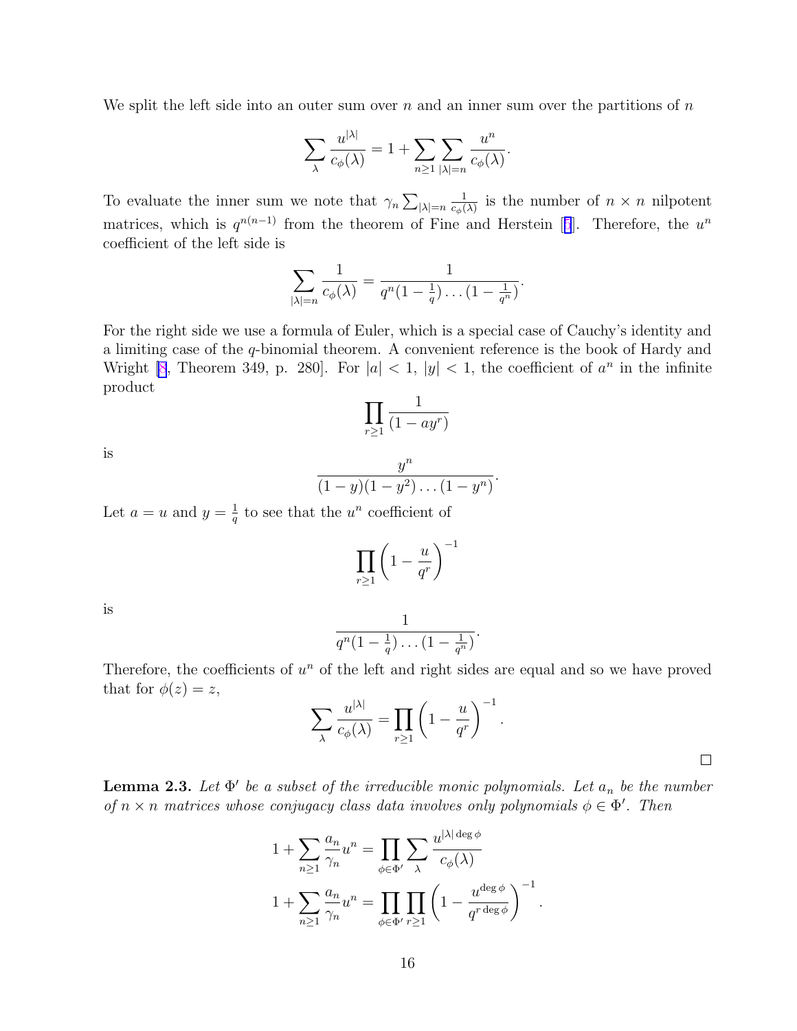We split the left side into an outer sum over $n$ and an inner sum over the partitions of $n$

$$\sum_{\lambda} \frac{u^{|\lambda|}}{c_\phi(\lambda)} = 1 + \sum_{n\geq 1} \sum_{|\lambda|=n} \frac{u^n}{c_\phi(\lambda)}.$$

To evaluate the inner sum we note that $\gamma_n \sum_{|\lambda|=n} \frac{1}{c_\phi(\lambda)}$ is the number of $n \times n$ nilpotent matrices, which is $q^{n(n-1)}$ from the theorem of Fine and Herstein [5]. Therefore, the $u^n$ coefficient of the left side is

$$\sum_{|\lambda|=n} \frac{1}{c_\phi(\lambda)} = \frac{1}{q^n(1-\frac{1}{q})\ldots(1-\frac{1}{q^n})}.$$

For the right side we use a formula of Euler, which is a special case of Cauchy's identity and a limiting case of the $q$-binomial theorem. A convenient reference is the book of Hardy and Wright [8, Theorem 349, p. 280]. For $|a| < 1$, $|y| < 1$, the coefficient of $a^n$ in the infinite product

$$\prod_{r\geq 1} \frac{1}{(1-ay^r)}$$

is

$$\frac{y^n}{(1-y)(1-y^2)\ldots(1-y^n)}.$$

Let $a = u$ and $y = \frac{1}{q}$ to see that the $u^n$ coefficient of

$$\prod_{r\geq 1} \left(1 - \frac{u}{q^r}\right)^{-1}$$

is

$$\frac{1}{q^n(1-\frac{1}{q})\ldots(1-\frac{1}{q^n})}.$$

Therefore, the coefficients of $u^n$ of the left and right sides are equal and so we have proved that for $\phi(z) = z$,

$$\sum_{\lambda} \frac{u^{|\lambda|}}{c_\phi(\lambda)} = \prod_{r\geq 1} \left(1 - \frac{u}{q^r}\right)^{-1}.$$

□

**Lemma 2.3.** *Let $\Phi'$ be a subset of the irreducible monic polynomials. Let $a_n$ be the number of $n \times n$ matrices whose conjugacy class data involves only polynomials $\phi \in \Phi'$. Then*

$$1 + \sum_{n\geq 1} \frac{a_n}{\gamma_n} u^n = \prod_{\phi\in\Phi'} \sum_{\lambda} \frac{u^{|\lambda| \deg\phi}}{c_\phi(\lambda)}$$

$$1 + \sum_{n\geq 1} \frac{a_n}{\gamma_n} u^n = \prod_{\phi\in\Phi'} \prod_{r\geq 1} \left(1 - \frac{u^{\deg\phi}}{q^{r\deg\phi}}\right)^{-1}.$$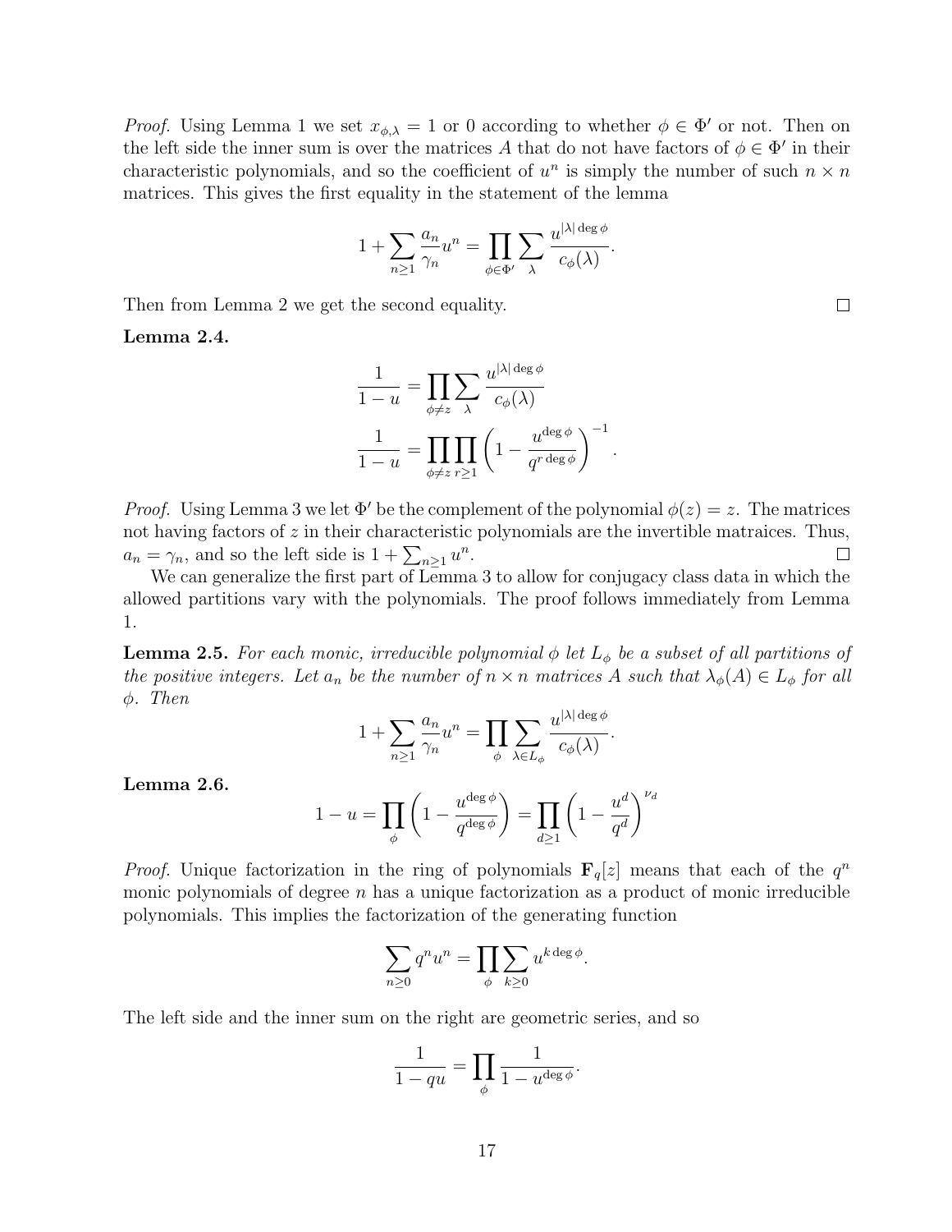*Proof.* Using Lemma 1 we set $x_{\phi,\lambda} = 1$ or 0 according to whether $\phi \in \Phi'$ or not. Then on the left side the inner sum is over the matrices $A$ that do not have factors of $\phi \in \Phi'$ in their characteristic polynomials, and so the coefficient of $u^n$ is simply the number of such $n \times n$ matrices. This gives the first equality in the statement of the lemma

$$1 + \sum_{n \geq 1} \frac{a_n}{\gamma_n} u^n = \prod_{\phi \in \Phi'} \sum_{\lambda} \frac{u^{|\lambda| \deg \phi}}{c_\phi(\lambda)}.$$

Then from Lemma 2 we get the second equality. □

**Lemma 2.4.**

$$\frac{1}{1-u} = \prod_{\phi \neq z} \sum_{\lambda} \frac{u^{|\lambda| \deg \phi}}{c_\phi(\lambda)}$$

$$\frac{1}{1-u} = \prod_{\phi \neq z} \prod_{r \geq 1} \left(1 - \frac{u^{\deg \phi}}{q^{r \deg \phi}}\right)^{-1}.$$

*Proof.* Using Lemma 3 we let $\Phi'$ be the complement of the polynomial $\phi(z) = z$. The matrices not having factors of $z$ in their characteristic polynomials are the invertible matraices. Thus, $a_n = \gamma_n$, and so the left side is $1 + \sum_{n \geq 1} u^n$. □

We can generalize the first part of Lemma 3 to allow for conjugacy class data in which the allowed partitions vary with the polynomials. The proof follows immediately from Lemma 1.

**Lemma 2.5.** *For each monic, irreducible polynomial $\phi$ let $L_\phi$ be a subset of all partitions of the positive integers. Let $a_n$ be the number of $n \times n$ matrices $A$ such that $\lambda_\phi(A) \in L_\phi$ for all $\phi$. Then*

$$1 + \sum_{n \geq 1} \frac{a_n}{\gamma_n} u^n = \prod_{\phi} \sum_{\lambda \in L_\phi} \frac{u^{|\lambda| \deg \phi}}{c_\phi(\lambda)}.$$

**Lemma 2.6.**

$$1 - u = \prod_{\phi} \left(1 - \frac{u^{\deg \phi}}{q^{\deg \phi}}\right) = \prod_{d \geq 1} \left(1 - \frac{u^d}{q^d}\right)^{\nu_d}$$

*Proof.* Unique factorization in the ring of polynomials $\mathbf{F}_q[z]$ means that each of the $q^n$ monic polynomials of degree $n$ has a unique factorization as a product of monic irreducible polynomials. This implies the factorization of the generating function

$$\sum_{n \geq 0} q^n u^n = \prod_{\phi} \sum_{k \geq 0} u^{k \deg \phi}.$$

The left side and the inner sum on the right are geometric series, and so

$$\frac{1}{1 - qu} = \prod_{\phi} \frac{1}{1 - u^{\deg \phi}}.$$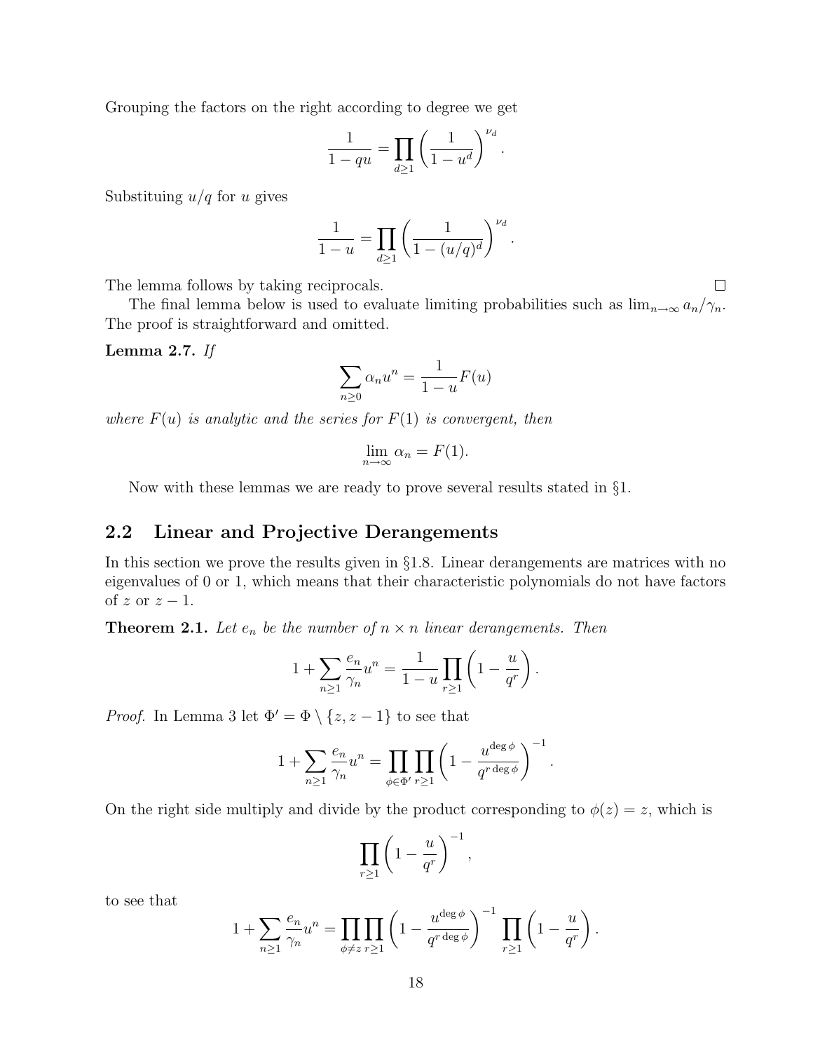Grouping the factors on the right according to degree we get

$$\frac{1}{1-qu} = \prod_{d\geq 1} \left(\frac{1}{1-u^d}\right)^{\nu_d}.$$

Substituing $u/q$ for $u$ gives

$$\frac{1}{1-u} = \prod_{d\geq 1} \left(\frac{1}{1-(u/q)^d}\right)^{\nu_d}.$$

The lemma follows by taking reciprocals. □

The final lemma below is used to evaluate limiting probabilities such as $\lim_{n\to\infty} a_n/\gamma_n$. The proof is straightforward and omitted.

**Lemma 2.7.** *If*

$$\sum_{n\geq 0} \alpha_n u^n = \frac{1}{1-u} F(u)$$

*where $F(u)$ is analytic and the series for $F(1)$ is convergent, then*

$$\lim_{n\to\infty} \alpha_n = F(1).$$

Now with these lemmas we are ready to prove several results stated in §1.

## 2.2 Linear and Projective Derangements

In this section we prove the results given in §1.8. Linear derangements are matrices with no eigenvalues of 0 or 1, which means that their characteristic polynomials do not have factors of $z$ or $z-1$.

**Theorem 2.1.** *Let $e_n$ be the number of $n \times n$ linear derangements. Then*

$$1 + \sum_{n\geq 1} \frac{e_n}{\gamma_n} u^n = \frac{1}{1-u} \prod_{r\geq 1} \left(1 - \frac{u}{q^r}\right).$$

*Proof.* In Lemma 3 let $\Phi' = \Phi \setminus \{z, z-1\}$ to see that

$$1 + \sum_{n\geq 1} \frac{e_n}{\gamma_n} u^n = \prod_{\phi\in\Phi'} \prod_{r\geq 1} \left(1 - \frac{u^{\deg\phi}}{q^{r\deg\phi}}\right)^{-1}.$$

On the right side multiply and divide by the product corresponding to $\phi(z) = z$, which is

$$\prod_{r\geq 1} \left(1 - \frac{u}{q^r}\right)^{-1},$$

to see that

$$1 + \sum_{n\geq 1} \frac{e_n}{\gamma_n} u^n = \prod_{\phi\neq z} \prod_{r\geq 1} \left(1 - \frac{u^{\deg\phi}}{q^{r\deg\phi}}\right)^{-1} \prod_{r\geq 1} \left(1 - \frac{u}{q^r}\right).$$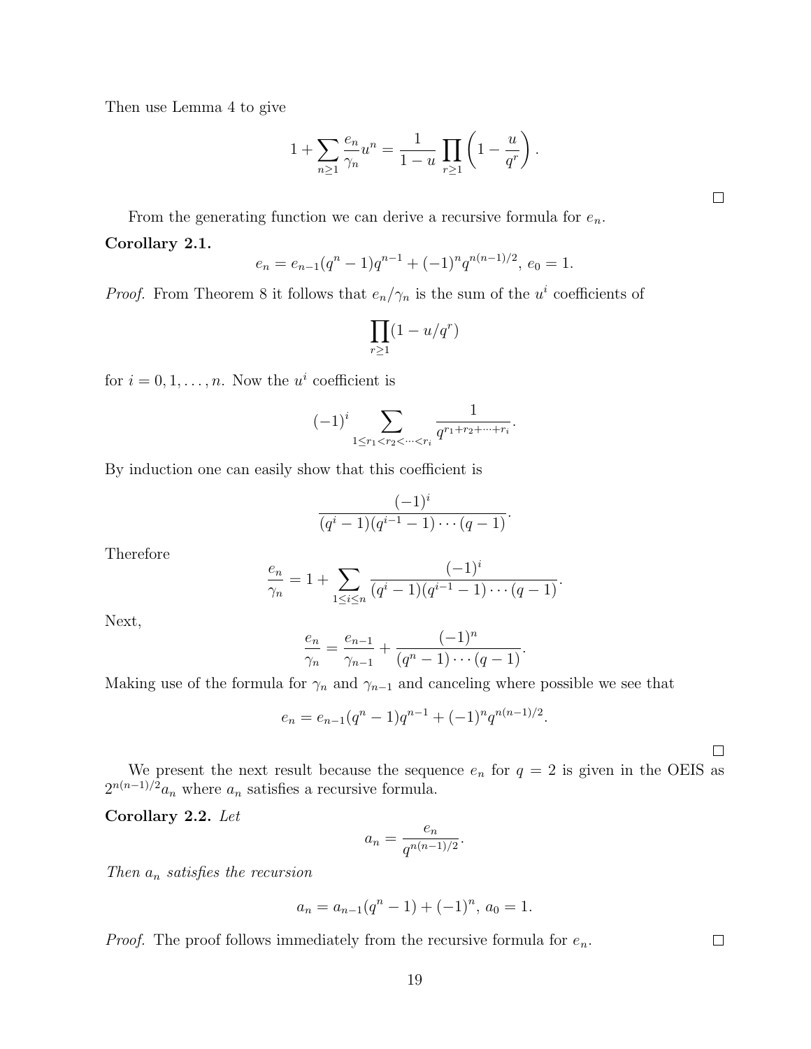Then use Lemma 4 to give

$$1 + \sum_{n \geq 1} \frac{e_n}{\gamma_n} u^n = \frac{1}{1-u} \prod_{r \geq 1} \left(1 - \frac{u}{q^r}\right).$$

□

From the generating function we can derive a recursive formula for $e_n$.

**Corollary 2.1.**

$$e_n = e_{n-1}(q^n - 1)q^{n-1} + (-1)^n q^{n(n-1)/2},\ e_0 = 1.$$

*Proof.* From Theorem 8 it follows that $e_n/\gamma_n$ is the sum of the $u^i$ coefficients of

$$\prod_{r \geq 1} (1 - u/q^r)$$

for $i = 0, 1, \dots, n$. Now the $u^i$ coefficient is

$$(-1)^i \sum_{1 \leq r_1 < r_2 < \dots < r_i} \frac{1}{q^{r_1 + r_2 + \dots + r_i}}.$$

By induction one can easily show that this coefficient is

$$\frac{(-1)^i}{(q^i - 1)(q^{i-1} - 1) \cdots (q - 1)}.$$

Therefore

$$\frac{e_n}{\gamma_n} = 1 + \sum_{1 \leq i \leq n} \frac{(-1)^i}{(q^i - 1)(q^{i-1} - 1) \cdots (q - 1)}.$$

Next,

$$\frac{e_n}{\gamma_n} = \frac{e_{n-1}}{\gamma_{n-1}} + \frac{(-1)^n}{(q^n - 1) \cdots (q - 1)}.$$

Making use of the formula for $\gamma_n$ and $\gamma_{n-1}$ and canceling where possible we see that

$$e_n = e_{n-1}(q^n - 1)q^{n-1} + (-1)^n q^{n(n-1)/2}.$$

□

We present the next result because the sequence $e_n$ for $q = 2$ is given in the OEIS as $2^{n(n-1)/2} a_n$ where $a_n$ satisfies a recursive formula.

**Corollary 2.2.** *Let*

$$a_n = \frac{e_n}{q^{n(n-1)/2}}.$$

*Then $a_n$ satisfies the recursion*

$$a_n = a_{n-1}(q^n - 1) + (-1)^n,\ a_0 = 1.$$

*Proof.* The proof follows immediately from the recursive formula for $e_n$. □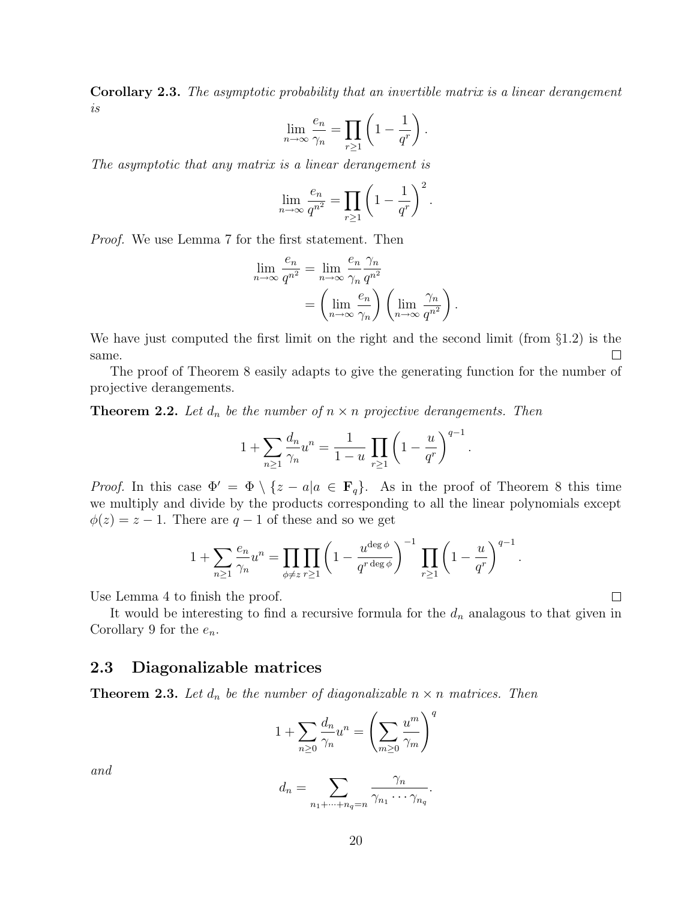**Corollary 2.3.** *The asymptotic probability that an invertible matrix is a linear derangement is*

$$\lim_{n\to\infty} \frac{e_n}{\gamma_n} = \prod_{r\geq 1}\left(1 - \frac{1}{q^r}\right).$$

*The asymptotic that any matrix is a linear derangement is*

$$\lim_{n\to\infty} \frac{e_n}{q^{n^2}} = \prod_{r\geq 1}\left(1 - \frac{1}{q^r}\right)^2.$$

*Proof.* We use Lemma 7 for the first statement. Then

$$\begin{aligned}
\lim_{n\to\infty} \frac{e_n}{q^{n^2}} &= \lim_{n\to\infty} \frac{e_n}{\gamma_n}\frac{\gamma_n}{q^{n^2}} \\
&= \left(\lim_{n\to\infty} \frac{e_n}{\gamma_n}\right)\left(\lim_{n\to\infty} \frac{\gamma_n}{q^{n^2}}\right).
\end{aligned}$$

We have just computed the first limit on the right and the second limit (from §1.2) is the same. □

The proof of Theorem 8 easily adapts to give the generating function for the number of projective derangements.

**Theorem 2.2.** *Let $d_n$ be the number of $n \times n$ projective derangements. Then*

$$1 + \sum_{n\geq 1} \frac{d_n}{\gamma_n} u^n = \frac{1}{1-u} \prod_{r\geq 1}\left(1 - \frac{u}{q^r}\right)^{q-1}.$$

*Proof.* In this case $\Phi' = \Phi \setminus \{z - a | a \in \mathbf{F}_q\}$. As in the proof of Theorem 8 this time we multiply and divide by the products corresponding to all the linear polynomials except $\phi(z) = z - 1$. There are $q - 1$ of these and so we get

$$1 + \sum_{n\geq 1} \frac{e_n}{\gamma_n} u^n = \prod_{\phi\neq z}\prod_{r\geq 1}\left(1 - \frac{u^{\deg\phi}}{q^{r\deg\phi}}\right)^{-1} \prod_{r\geq 1}\left(1 - \frac{u}{q^r}\right)^{q-1}.$$

Use Lemma 4 to finish the proof. □

It would be interesting to find a recursive formula for the $d_n$ analagous to that given in Corollary 9 for the $e_n$.

## 2.3 Diagonalizable matrices

**Theorem 2.3.** *Let $d_n$ be the number of diagonalizable $n \times n$ matrices. Then*

$$1 + \sum_{n\geq 0} \frac{d_n}{\gamma_n} u^n = \left(\sum_{m\geq 0} \frac{u^m}{\gamma_m}\right)^q$$

*and*

$$d_n = \sum_{n_1+\cdots+n_q=n} \frac{\gamma_n}{\gamma_{n_1}\cdots\gamma_{n_q}}.$$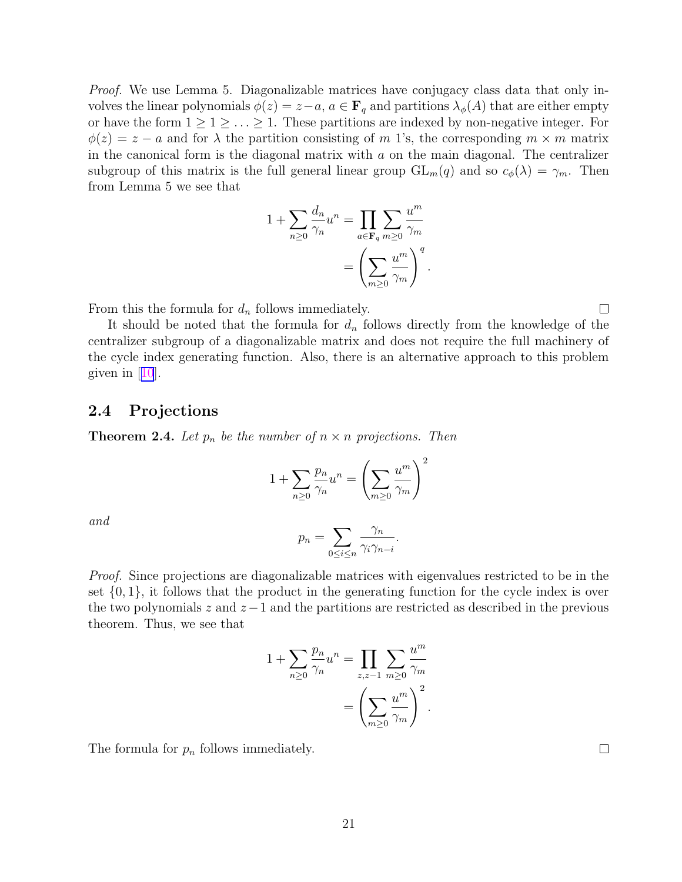*Proof.* We use Lemma 5. Diagonalizable matrices have conjugacy class data that only involves the linear polynomials $\phi(z) = z - a$, $a \in \mathbf{F}_q$ and partitions $\lambda_\phi(A)$ that are either empty or have the form $1 \geq 1 \geq \ldots \geq 1$. These partitions are indexed by non-negative integer. For $\phi(z) = z - a$ and for $\lambda$ the partition consisting of $m$ 1's, the corresponding $m \times m$ matrix in the canonical form is the diagonal matrix with $a$ on the main diagonal. The centralizer subgroup of this matrix is the full general linear group $\mathrm{GL}_m(q)$ and so $c_\phi(\lambda) = \gamma_m$. Then from Lemma 5 we see that

$$
\begin{aligned}
1 + \sum_{n \geq 0} \frac{d_n}{\gamma_n} u^n &= \prod_{a \in \mathbf{F}_q} \sum_{m \geq 0} \frac{u^m}{\gamma_m} \\
&= \left( \sum_{m \geq 0} \frac{u^m}{\gamma_m} \right)^q.
\end{aligned}
$$

From this the formula for $d_n$ follows immediately. □

It should be noted that the formula for $d_n$ follows directly from the knowledge of the centralizer subgroup of a diagonalizable matrix and does not require the full machinery of the cycle index generating function. Also, there is an alternative approach to this problem given in [10].

### 2.4 Projections

**Theorem 2.4.** *Let $p_n$ be the number of $n \times n$ projections. Then*

$$
1 + \sum_{n \geq 0} \frac{p_n}{\gamma_n} u^n = \left( \sum_{m \geq 0} \frac{u^m}{\gamma_m} \right)^2
$$

*and*

$$
p_n = \sum_{0 \leq i \leq n} \frac{\gamma_n}{\gamma_i \gamma_{n-i}}.
$$

*Proof.* Since projections are diagonalizable matrices with eigenvalues restricted to be in the set $\{0, 1\}$, it follows that the product in the generating function for the cycle index is over the two polynomials $z$ and $z - 1$ and the partitions are restricted as described in the previous theorem. Thus, we see that

$$
\begin{aligned}
1 + \sum_{n \geq 0} \frac{p_n}{\gamma_n} u^n &= \prod_{z, z-1} \sum_{m \geq 0} \frac{u^m}{\gamma_m} \\
&= \left( \sum_{m \geq 0} \frac{u^m}{\gamma_m} \right)^2.
\end{aligned}
$$

The formula for $p_n$ follows immediately. □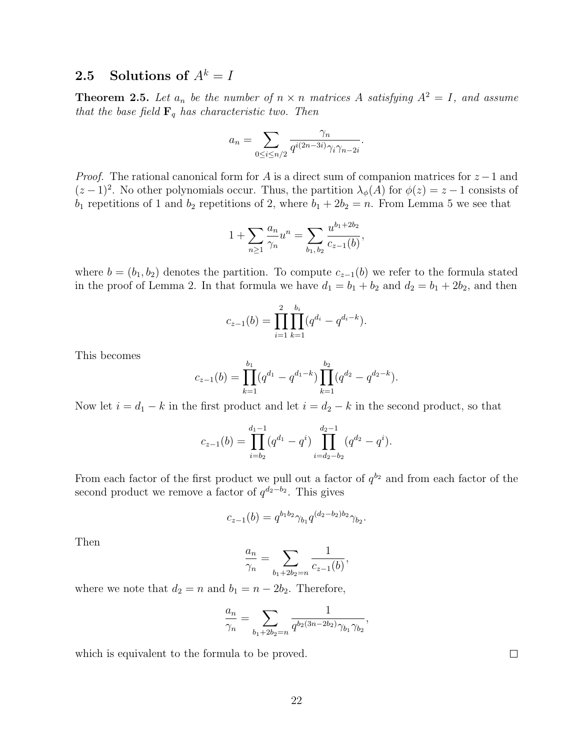## 2.5 Solutions of $A^k = I$

**Theorem 2.5.** *Let $a_n$ be the number of $n \times n$ matrices $A$ satisfying $A^2 = I$, and assume that the base field $\mathbf{F}_q$ has characteristic two. Then*

$$a_n = \sum_{0 \le i \le n/2} \frac{\gamma_n}{q^{i(2n-3i)}\gamma_i \gamma_{n-2i}}.$$

*Proof.* The rational canonical form for $A$ is a direct sum of companion matrices for $z-1$ and $(z-1)^2$. No other polynomials occur. Thus, the partition $\lambda_\phi(A)$ for $\phi(z) = z-1$ consists of $b_1$ repetitions of 1 and $b_2$ repetitions of 2, where $b_1 + 2b_2 = n$. From Lemma 5 we see that

$$1 + \sum_{n \ge 1} \frac{a_n}{\gamma_n} u^n = \sum_{b_1,\, b_2} \frac{u^{b_1+2b_2}}{c_{z-1}(b)},$$

where $b = (b_1, b_2)$ denotes the partition. To compute $c_{z-1}(b)$ we refer to the formula stated in the proof of Lemma 2. In that formula we have $d_1 = b_1 + b_2$ and $d_2 = b_1 + 2b_2$, and then

$$c_{z-1}(b) = \prod_{i=1}^{2} \prod_{k=1}^{b_i} (q^{d_i} - q^{d_i - k}).$$

This becomes

$$c_{z-1}(b) = \prod_{k=1}^{b_1} (q^{d_1} - q^{d_1-k}) \prod_{k=1}^{b_2} (q^{d_2} - q^{d_2-k}).$$

Now let $i = d_1 - k$ in the first product and let $i = d_2 - k$ in the second product, so that

$$c_{z-1}(b) = \prod_{i=b_2}^{d_1-1} (q^{d_1} - q^i) \prod_{i=d_2-b_2}^{d_2-1} (q^{d_2} - q^i).$$

From each factor of the first product we pull out a factor of $q^{b_2}$ and from each factor of the second product we remove a factor of $q^{d_2-b_2}$. This gives

$$c_{z-1}(b) = q^{b_1 b_2} \gamma_{b_1} q^{(d_2-b_2)b_2} \gamma_{b_2}.$$

Then

$$\frac{a_n}{\gamma_n} = \sum_{b_1+2b_2=n} \frac{1}{c_{z-1}(b)},$$

where we note that $d_2 = n$ and $b_1 = n - 2b_2$. Therefore,

$$\frac{a_n}{\gamma_n} = \sum_{b_1+2b_2=n} \frac{1}{q^{b_2(3n-2b_2)}\gamma_{b_1}\gamma_{b_2}},$$

which is equivalent to the formula to be proved. ∎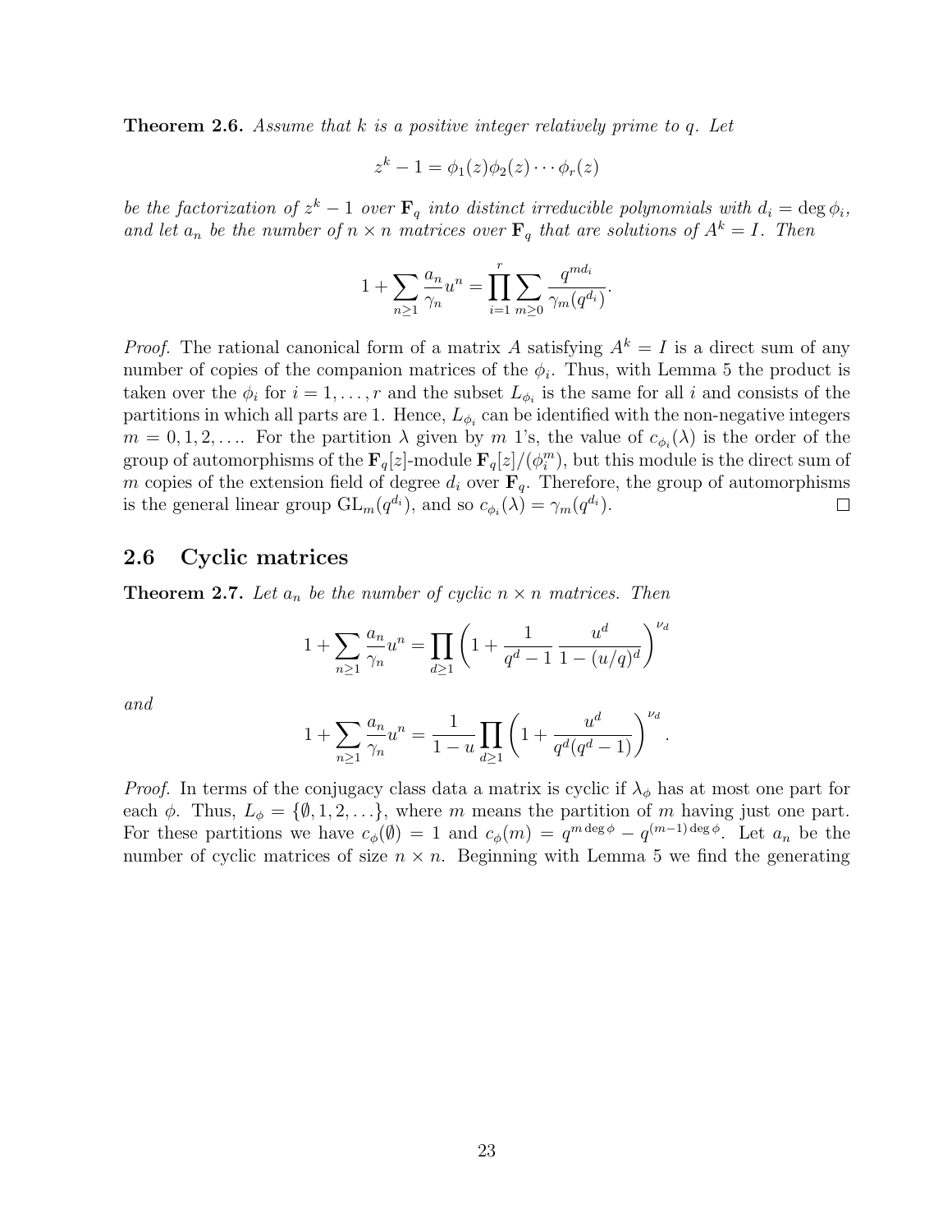**Theorem 2.6.** *Assume that $k$ is a positive integer relatively prime to $q$. Let*

$$z^k - 1 = \phi_1(z)\phi_2(z)\cdots\phi_r(z)$$

*be the factorization of $z^k - 1$ over $\mathbf{F}_q$ into distinct irreducible polynomials with $d_i = \deg \phi_i$, and let $a_n$ be the number of $n \times n$ matrices over $\mathbf{F}_q$ that are solutions of $A^k = I$. Then*

$$1 + \sum_{n\geq 1} \frac{a_n}{\gamma_n} u^n = \prod_{i=1}^{r} \sum_{m\geq 0} \frac{q^{md_i}}{\gamma_m(q^{d_i})}.$$

*Proof.* The rational canonical form of a matrix $A$ satisfying $A^k = I$ is a direct sum of any number of copies of the companion matrices of the $\phi_i$. Thus, with Lemma 5 the product is taken over the $\phi_i$ for $i = 1, \ldots, r$ and the subset $L_{\phi_i}$ is the same for all $i$ and consists of the partitions in which all parts are 1. Hence, $L_{\phi_i}$ can be identified with the non-negative integers $m = 0, 1, 2, \ldots$. For the partition $\lambda$ given by $m$ 1's, the value of $c_{\phi_i}(\lambda)$ is the order of the group of automorphisms of the $\mathbf{F}_q[z]$-module $\mathbf{F}_q[z]/(\phi_i^m)$, but this module is the direct sum of $m$ copies of the extension field of degree $d_i$ over $\mathbf{F}_q$. Therefore, the group of automorphisms is the general linear group $\mathrm{GL}_m(q^{d_i})$, and so $c_{\phi_i}(\lambda) = \gamma_m(q^{d_i})$. □

## 2.6 Cyclic matrices

**Theorem 2.7.** *Let $a_n$ be the number of cyclic $n \times n$ matrices. Then*

$$1 + \sum_{n\geq 1} \frac{a_n}{\gamma_n} u^n = \prod_{d\geq 1} \left(1 + \frac{1}{q^d - 1} \frac{u^d}{1 - (u/q)^d}\right)^{\nu_d}$$

*and*

$$1 + \sum_{n\geq 1} \frac{a_n}{\gamma_n} u^n = \frac{1}{1-u} \prod_{d\geq 1} \left(1 + \frac{u^d}{q^d(q^d - 1)}\right)^{\nu_d}.$$

*Proof.* In terms of the conjugacy class data a matrix is cyclic if $\lambda_\phi$ has at most one part for each $\phi$. Thus, $L_\phi = \{\emptyset, 1, 2, \ldots\}$, where $m$ means the partition of $m$ having just one part. For these partitions we have $c_\phi(\emptyset) = 1$ and $c_\phi(m) = q^{m \deg \phi} - q^{(m-1)\deg \phi}$. Let $a_n$ be the number of cyclic matrices of size $n \times n$. Beginning with Lemma 5 we find the generating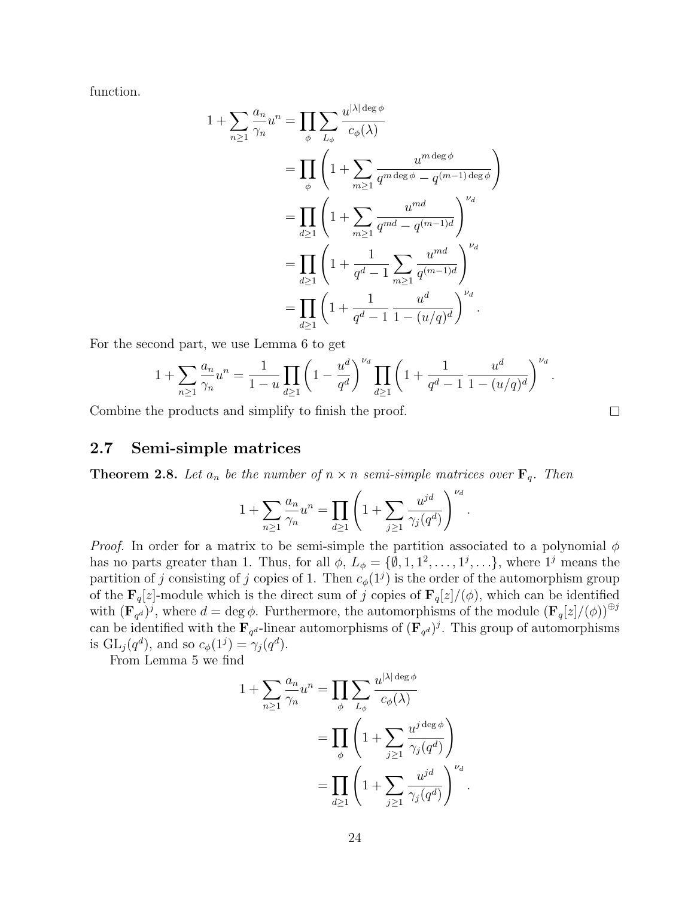function.

$$
\begin{aligned}
1+\sum_{n\geq 1}\frac{a_n}{\gamma_n}u^n &= \prod_{\phi}\sum_{L_\phi}\frac{u^{|\lambda|\deg\phi}}{c_\phi(\lambda)} \\
&= \prod_{\phi}\left(1+\sum_{m\geq 1}\frac{u^{m\deg\phi}}{q^{m\deg\phi}-q^{(m-1)\deg\phi}}\right) \\
&= \prod_{d\geq 1}\left(1+\sum_{m\geq 1}\frac{u^{md}}{q^{md}-q^{(m-1)d}}\right)^{\nu_d} \\
&= \prod_{d\geq 1}\left(1+\frac{1}{q^d-1}\sum_{m\geq 1}\frac{u^{md}}{q^{(m-1)d}}\right)^{\nu_d} \\
&= \prod_{d\geq 1}\left(1+\frac{1}{q^d-1}\,\frac{u^d}{1-(u/q)^d}\right)^{\nu_d}.
\end{aligned}
$$

For the second part, we use Lemma 6 to get

$$
1+\sum_{n\geq 1}\frac{a_n}{\gamma_n}u^n = \frac{1}{1-u}\prod_{d\geq 1}\left(1-\frac{u^d}{q^d}\right)^{\nu_d}\prod_{d\geq 1}\left(1+\frac{1}{q^d-1}\,\frac{u^d}{1-(u/q)^d}\right)^{\nu_d}.
$$

Combine the products and simplify to finish the proof. □

## 2.7 Semi-simple matrices

**Theorem 2.8.** *Let $a_n$ be the number of $n\times n$ semi-simple matrices over $\mathbf{F}_q$. Then*

$$
1+\sum_{n\geq 1}\frac{a_n}{\gamma_n}u^n = \prod_{d\geq 1}\left(1+\sum_{j\geq 1}\frac{u^{jd}}{\gamma_j(q^d)}\right)^{\nu_d}.
$$

*Proof.* In order for a matrix to be semi-simple the partition associated to a polynomial $\phi$ has no parts greater than 1. Thus, for all $\phi$, $L_\phi = \{\emptyset, 1, 1^2, \ldots, 1^j, \ldots\}$, where $1^j$ means the partition of $j$ consisting of $j$ copies of 1. Then $c_\phi(1^j)$ is the order of the automorphism group of the $\mathbf{F}_q[z]$-module which is the direct sum of $j$ copies of $\mathbf{F}_q[z]/(\phi)$, which can be identified with $(\mathbf{F}_{q^d})^j$, where $d=\deg\phi$. Furthermore, the automorphisms of the module $(\mathbf{F}_q[z]/(\phi))^{\oplus j}$ can be identified with the $\mathbf{F}_{q^d}$-linear automorphisms of $(\mathbf{F}_{q^d})^j$. This group of automorphisms is $\mathrm{GL}_j(q^d)$, and so $c_\phi(1^j)=\gamma_j(q^d)$.

From Lemma 5 we find

$$
\begin{aligned}
1+\sum_{n\geq 1}\frac{a_n}{\gamma_n}u^n &= \prod_{\phi}\sum_{L_\phi}\frac{u^{|\lambda|\deg\phi}}{c_\phi(\lambda)} \\
&= \prod_{\phi}\left(1+\sum_{j\geq 1}\frac{u^{j\deg\phi}}{\gamma_j(q^d)}\right) \\
&= \prod_{d\geq 1}\left(1+\sum_{j\geq 1}\frac{u^{jd}}{\gamma_j(q^d)}\right)^{\nu_d}.
\end{aligned}
$$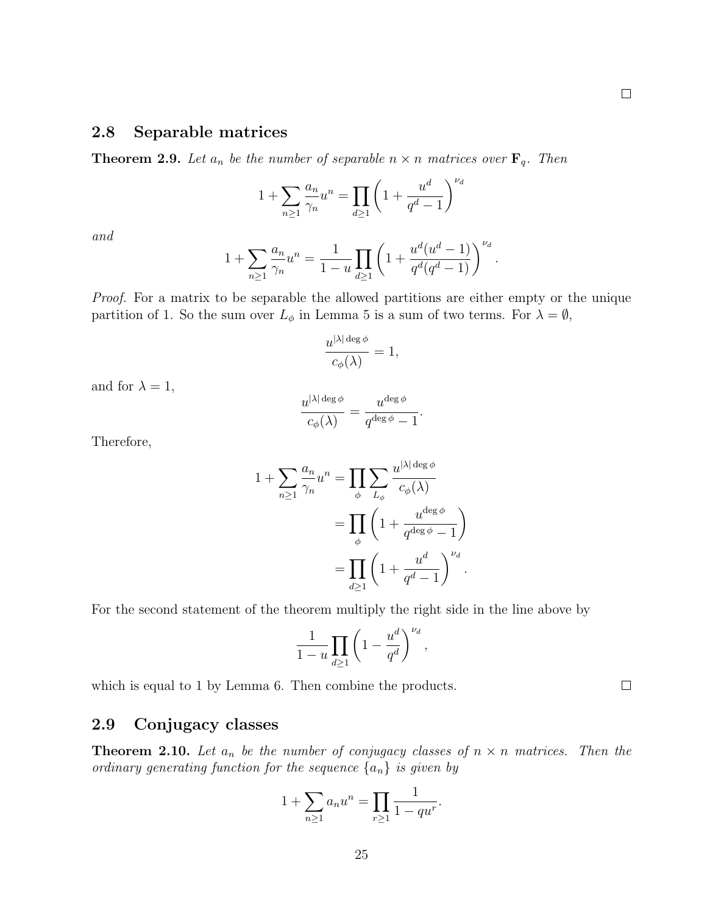□

## 2.8 Separable matrices

**Theorem 2.9.** *Let $a_n$ be the number of separable $n \times n$ matrices over $\mathbf{F}_q$. Then*

$$1 + \sum_{n \geq 1} \frac{a_n}{\gamma_n} u^n = \prod_{d \geq 1} \left(1 + \frac{u^d}{q^d - 1}\right)^{\nu_d}$$

*and*

$$1 + \sum_{n \geq 1} \frac{a_n}{\gamma_n} u^n = \frac{1}{1-u} \prod_{d \geq 1} \left(1 + \frac{u^d(u^d - 1)}{q^d(q^d - 1)}\right)^{\nu_d}.$$

*Proof.* For a matrix to be separable the allowed partitions are either empty or the unique partition of 1. So the sum over $L_\phi$ in Lemma 5 is a sum of two terms. For $\lambda = \emptyset$,

$$\frac{u^{|\lambda| \deg \phi}}{c_\phi(\lambda)} = 1,$$

and for $\lambda = 1$,

$$\frac{u^{|\lambda| \deg \phi}}{c_\phi(\lambda)} = \frac{u^{\deg \phi}}{q^{\deg \phi} - 1}.$$

Therefore,

$$\begin{aligned}
1 + \sum_{n \geq 1} \frac{a_n}{\gamma_n} u^n &= \prod_{\phi} \sum_{L_\phi} \frac{u^{|\lambda| \deg \phi}}{c_\phi(\lambda)} \\
&= \prod_{\phi} \left(1 + \frac{u^{\deg \phi}}{q^{\deg \phi} - 1}\right) \\
&= \prod_{d \geq 1} \left(1 + \frac{u^d}{q^d - 1}\right)^{\nu_d}.
\end{aligned}$$

For the second statement of the theorem multiply the right side in the line above by

$$\frac{1}{1-u} \prod_{d \geq 1} \left(1 - \frac{u^d}{q^d}\right)^{\nu_d},$$

which is equal to 1 by Lemma 6. Then combine the products. □

## 2.9 Conjugacy classes

**Theorem 2.10.** *Let $a_n$ be the number of conjugacy classes of $n \times n$ matrices. Then the ordinary generating function for the sequence $\{a_n\}$ is given by*

$$1 + \sum_{n \geq 1} a_n u^n = \prod_{r \geq 1} \frac{1}{1 - qu^r}.$$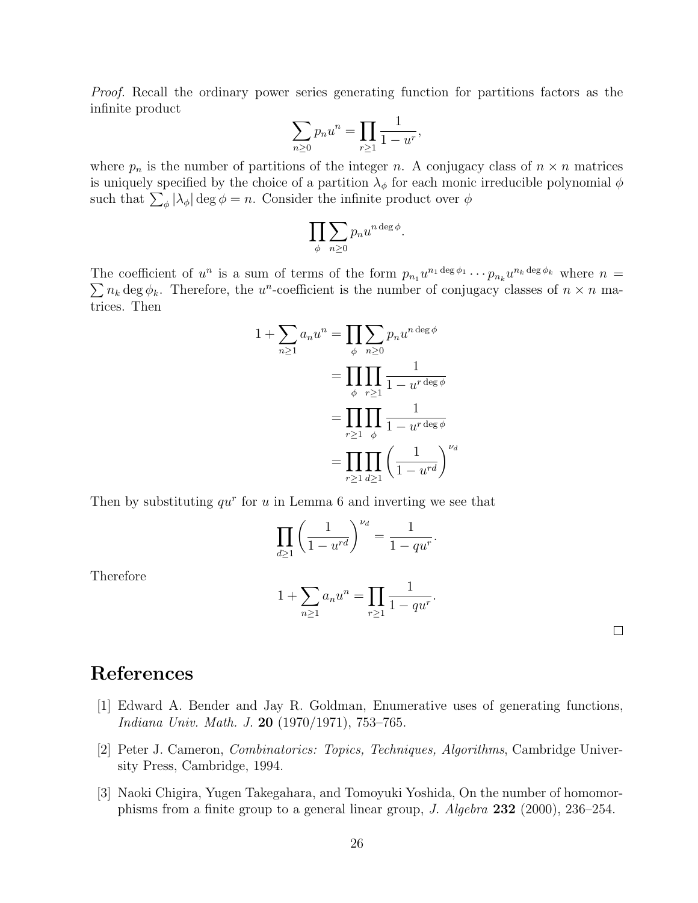*Proof.* Recall the ordinary power series generating function for partitions factors as the infinite product

$$\sum_{n\geq 0} p_n u^n = \prod_{r\geq 1} \frac{1}{1-u^r},$$

where $p_n$ is the number of partitions of the integer $n$. A conjugacy class of $n \times n$ matrices is uniquely specified by the choice of a partition $\lambda_\phi$ for each monic irreducible polynomial $\phi$ such that $\sum_\phi |\lambda_\phi| \deg \phi = n$. Consider the infinite product over $\phi$

$$\prod_\phi \sum_{n\geq 0} p_n u^{n \deg \phi}.$$

The coefficient of $u^n$ is a sum of terms of the form $p_{n_1} u^{n_1 \deg \phi_1} \cdots p_{n_k} u^{n_k \deg \phi_k}$ where $n = \sum n_k \deg \phi_k$. Therefore, the $u^n$-coefficient is the number of conjugacy classes of $n \times n$ matrices. Then

$$\begin{aligned}
1 + \sum_{n\geq 1} a_n u^n &= \prod_\phi \sum_{n\geq 0} p_n u^{n \deg \phi} \\
&= \prod_\phi \prod_{r\geq 1} \frac{1}{1-u^{r \deg \phi}} \\
&= \prod_{r\geq 1} \prod_\phi \frac{1}{1-u^{r \deg \phi}} \\
&= \prod_{r\geq 1} \prod_{d\geq 1} \left(\frac{1}{1-u^{rd}}\right)^{\nu_d}
\end{aligned}$$

Then by substituting $qu^r$ for $u$ in Lemma 6 and inverting we see that

$$\prod_{d\geq 1} \left(\frac{1}{1-u^{rd}}\right)^{\nu_d} = \frac{1}{1-qu^r}.$$

Therefore

$$1 + \sum_{n\geq 1} a_n u^n = \prod_{r\geq 1} \frac{1}{1-qu^r}.$$

□

# References

[1] Edward A. Bender and Jay R. Goldman, Enumerative uses of generating functions, *Indiana Univ. Math. J.* **20** (1970/1971), 753–765.

[2] Peter J. Cameron, *Combinatorics: Topics, Techniques, Algorithms*, Cambridge University Press, Cambridge, 1994.

[3] Naoki Chigira, Yugen Takegahara, and Tomoyuki Yoshida, On the number of homomorphisms from a finite group to a general linear group, *J. Algebra* **232** (2000), 236–254.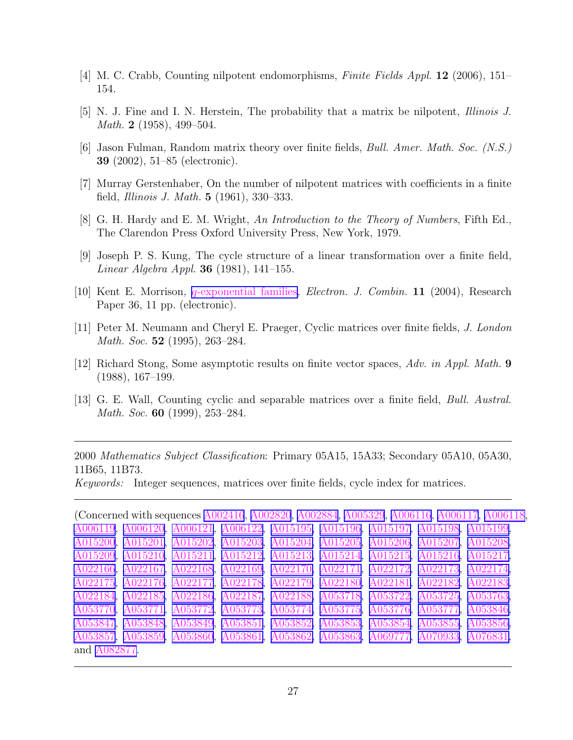[4] M. C. Crabb, Counting nilpotent endomorphisms, *Finite Fields Appl.* **12** (2006), 151–154.

[5] N. J. Fine and I. N. Herstein, The probability that a matrix be nilpotent, *Illinois J. Math.* **2** (1958), 499–504.

[6] Jason Fulman, Random matrix theory over finite fields, *Bull. Amer. Math. Soc. (N.S.)* **39** (2002), 51–85 (electronic).

[7] Murray Gerstenhaber, On the number of nilpotent matrices with coefficients in a finite field, *Illinois J. Math.* **5** (1961), 330–333.

[8] G. H. Hardy and E. M. Wright, *An Introduction to the Theory of Numbers*, Fifth Ed., The Clarendon Press Oxford University Press, New York, 1979.

[9] Joseph P. S. Kung, The cycle structure of a linear transformation over a finite field, *Linear Algebra Appl.* **36** (1981), 141–155.

[10] Kent E. Morrison, $q$-exponential families, *Electron. J. Combin.* **11** (2004), Research Paper 36, 11 pp. (electronic).

[11] Peter M. Neumann and Cheryl E. Praeger, Cyclic matrices over finite fields, *J. London Math. Soc.* **52** (1995), 263–284.

[12] Richard Stong, Some asymptotic results on finite vector spaces, *Adv. in Appl. Math.* **9** (1988), 167–199.

[13] G. E. Wall, Counting cyclic and separable matrices over a finite field, *Bull. Austral. Math. Soc.* **60** (1999), 253–284.

---

2000 *Mathematics Subject Classification*: Primary 05A15, 15A33; Secondary 05A10, 05A30, 11B65, 11B73.

*Keywords:* Integer sequences, matrices over finite fields, cycle index for matrices.

---

(Concerned with sequences A002416, A002820, A002884, A005329, A006116, A006117, A006118, A006119, A006120, A006121, A006122, A015195, A015196, A015197, A015198, A015199, A015200, A015201, A015202, A015203, A015204, A015205, A015206, A015207, A015208, A015209, A015210, A015211, A015212, A015213, A015214, A015215, A015216, A015217, A022166, A022167, A022168, A022169, A022170, A022171, A022172, A022173, A022174, A022175, A022176, A022177, A022178, A022179, A022180, A022181, A022182, A022183, A022184, A022185, A022186, A022187, A022188, A053718, A053722, A053725, A053763, A053770, A053771, A053772, A053773, A053774, A053775, A053776, A053777, A053846, A053847, A053848, A053849, A053851, A053852, A053853, A053854, A053855, A053856, A053857, A053859, A053860, A053861, A053862, A053863, A069777, A070933, A076831, and A082877.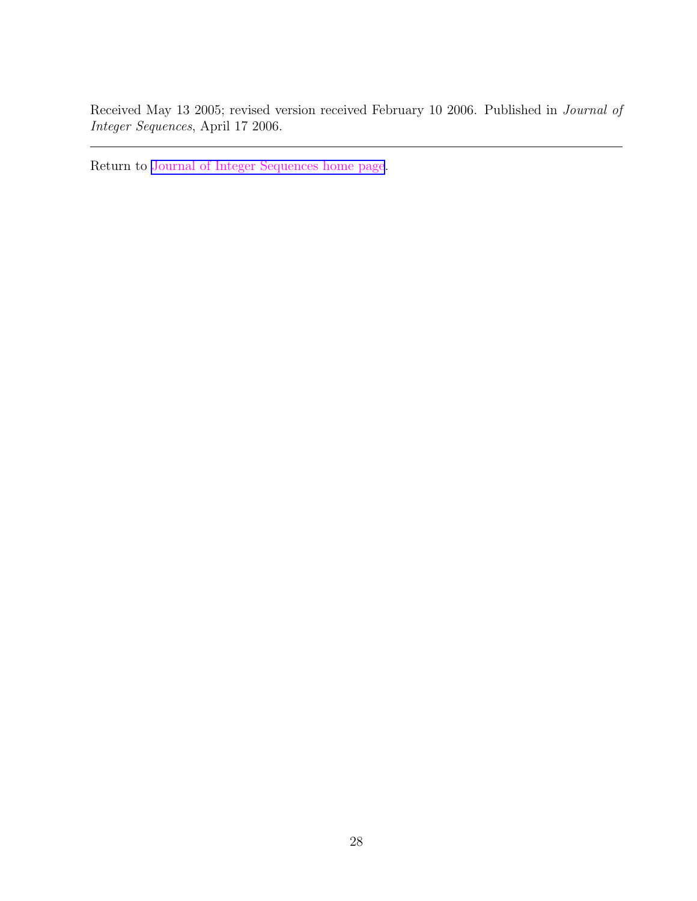Received May 13 2005; revised version received February 10 2006. Published in *Journal of Integer Sequences*, April 17 2006.

---

Return to Journal of Integer Sequences home page.